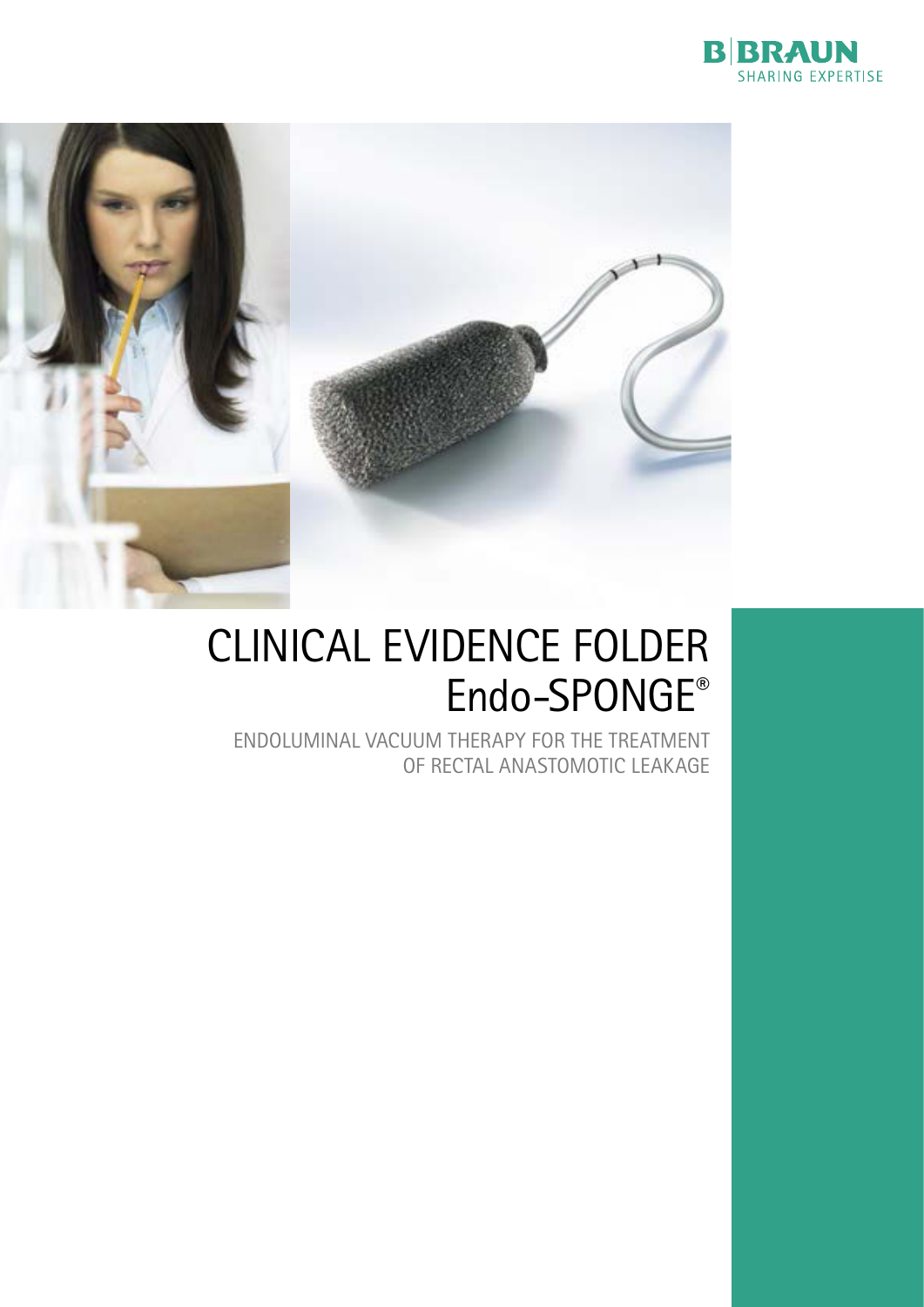B|BRAUN
SHARING EXPERTISE

# CLINICAL EVIDENCE FOLDER
# Endo-SPONGE®

ENDOLUMINAL VACUUM THERAPY FOR THE TREATMENT OF RECTAL ANASTOMOTIC LEAKAGE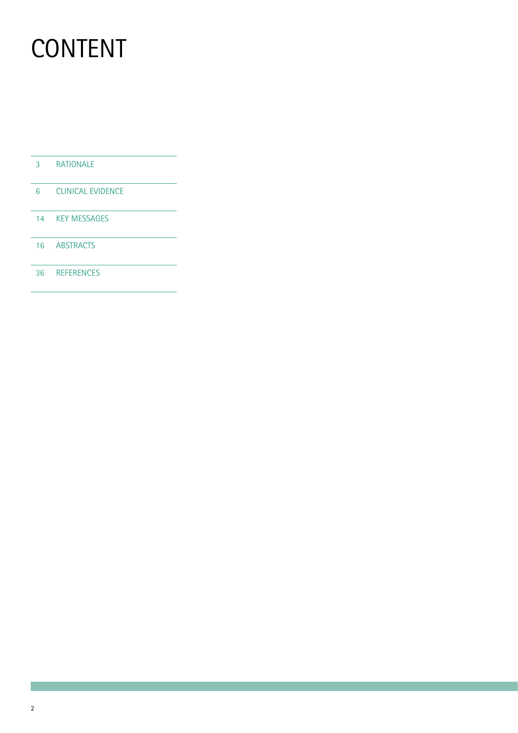# CONTENT

| | |
|---|---|
| 3 | RATIONALE |
| 6 | CLINICAL EVIDENCE |
| 14 | KEY MESSAGES |
| 16 | ABSTRACTS |
| 36 | REFERENCES |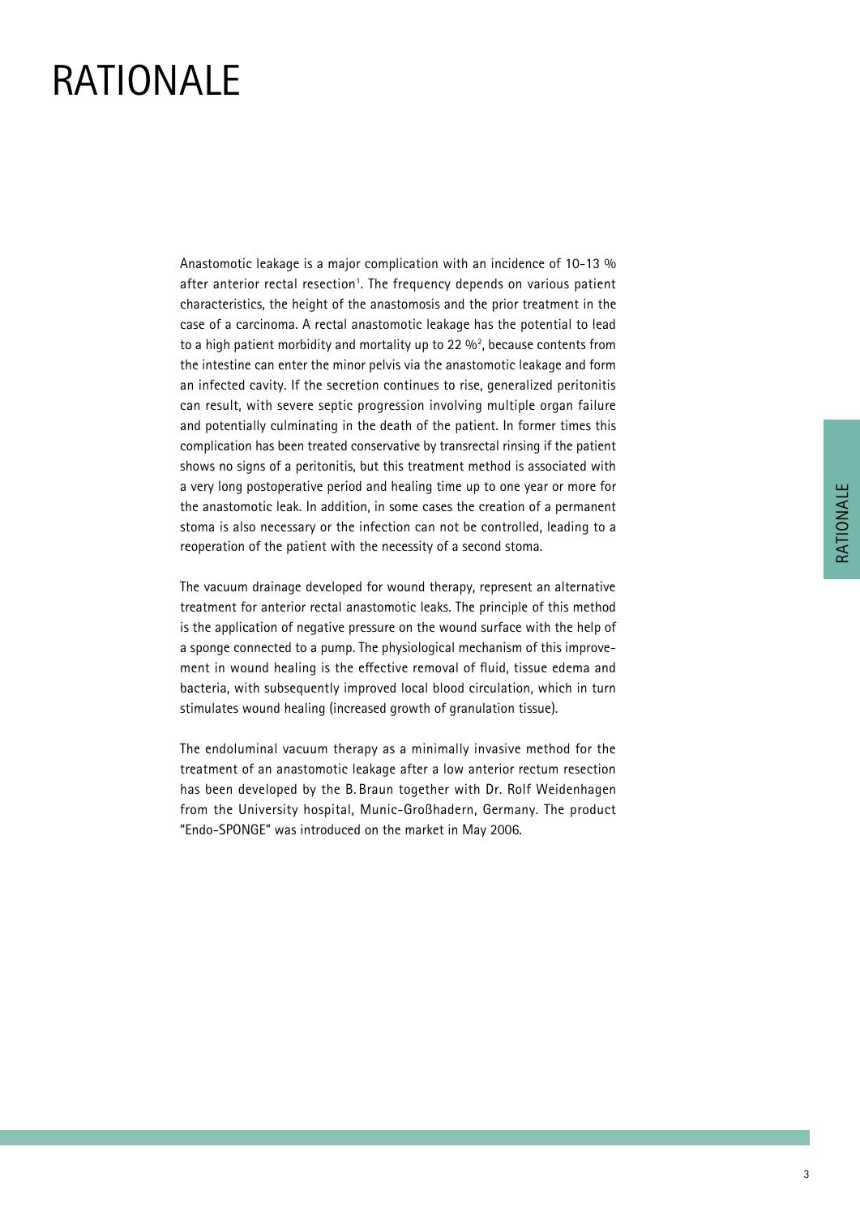# RATIONALE

Anastomotic leakage is a major complication with an incidence of 10-13 % after anterior rectal resection[1]. The frequency depends on various patient characteristics, the height of the anastomosis and the prior treatment in the case of a carcinoma. A rectal anastomotic leakage has the potential to lead to a high patient morbidity and mortality up to 22 %[2], because contents from the intestine can enter the minor pelvis via the anastomotic leakage and form an infected cavity. If the secretion continues to rise, generalized peritonitis can result, with severe septic progression involving multiple organ failure and potentially culminating in the death of the patient. In former times this complication has been treated conservative by transrectal rinsing if the patient shows no signs of a peritonitis, but this treatment method is associated with a very long postoperative period and healing time up to one year or more for the anastomotic leak. In addition, in some cases the creation of a permanent stoma is also necessary or the infection can not be controlled, leading to a reoperation of the patient with the necessity of a second stoma.

The vacuum drainage developed for wound therapy, represent an alternative treatment for anterior rectal anastomotic leaks. The principle of this method is the application of negative pressure on the wound surface with the help of a sponge connected to a pump. The physiological mechanism of this improvement in wound healing is the effective removal of fluid, tissue edema and bacteria, with subsequently improved local blood circulation, which in turn stimulates wound healing (increased growth of granulation tissue).

The endoluminal vacuum therapy as a minimally invasive method for the treatment of an anastomotic leakage after a low anterior rectum resection has been developed by the B. Braun together with Dr. Rolf Weidenhagen from the University hospital, Munic-Großhadern, Germany. The product "Endo-SPONGE" was introduced on the market in May 2006.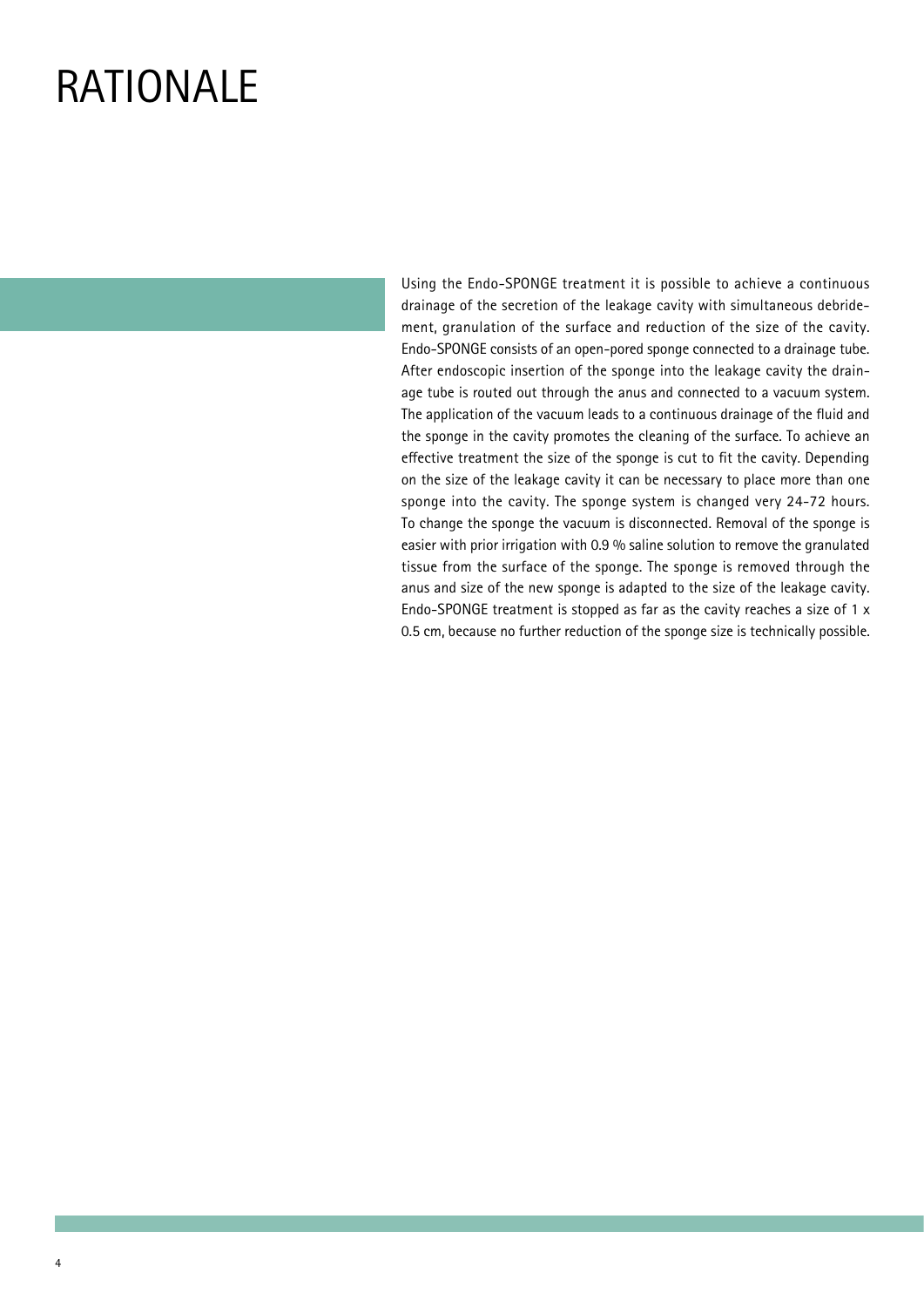# RATIONALE

Using the Endo-SPONGE treatment it is possible to achieve a continuous drainage of the secretion of the leakage cavity with simultaneous debridement, granulation of the surface and reduction of the size of the cavity. Endo-SPONGE consists of an open-pored sponge connected to a drainage tube. After endoscopic insertion of the sponge into the leakage cavity the drainage tube is routed out through the anus and connected to a vacuum system. The application of the vacuum leads to a continuous drainage of the fluid and the sponge in the cavity promotes the cleaning of the surface. To achieve an effective treatment the size of the sponge is cut to fit the cavity. Depending on the size of the leakage cavity it can be necessary to place more than one sponge into the cavity. The sponge system is changed very 24-72 hours. To change the sponge the vacuum is disconnected. Removal of the sponge is easier with prior irrigation with 0.9 % saline solution to remove the granulated tissue from the surface of the sponge. The sponge is removed through the anus and size of the new sponge is adapted to the size of the leakage cavity. Endo-SPONGE treatment is stopped as far as the cavity reaches a size of 1 x 0.5 cm, because no further reduction of the sponge size is technically possible.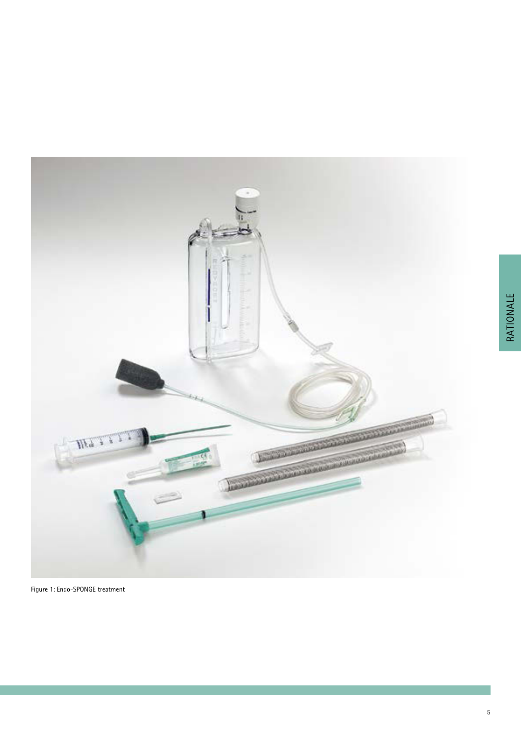Figure 1: Endo-SPONGE treatment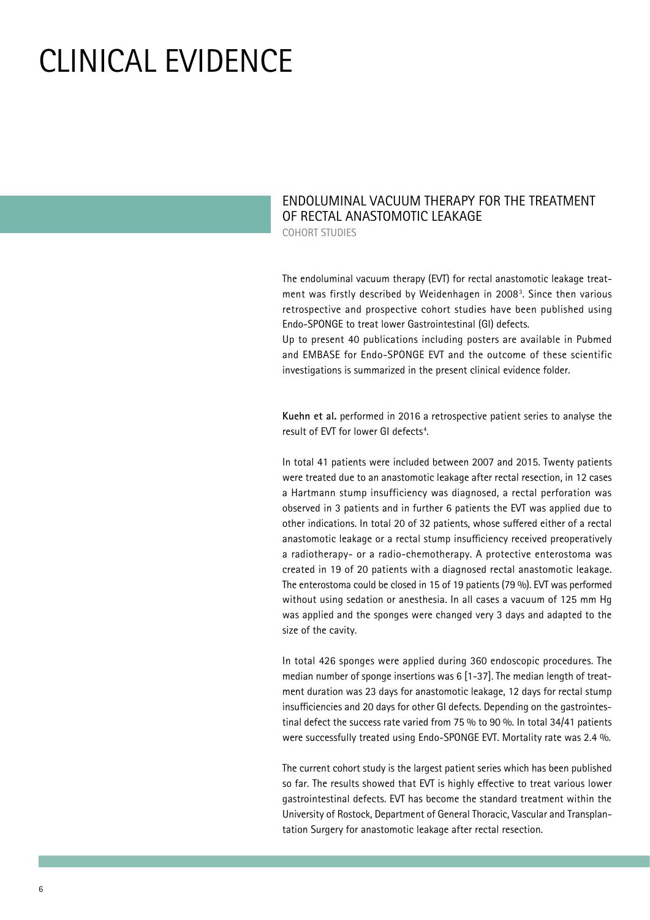# CLINICAL EVIDENCE

## ENDOLUMINAL VACUUM THERAPY FOR THE TREATMENT OF RECTAL ANASTOMOTIC LEAKAGE

COHORT STUDIES

The endoluminal vacuum therapy (EVT) for rectal anastomotic leakage treatment was firstly described by Weidenhagen in 2008[3]. Since then various retrospective and prospective cohort studies have been published using Endo-SPONGE to treat lower Gastrointestinal (GI) defects.
Up to present 40 publications including posters are available in Pubmed and EMBASE for Endo-SPONGE EVT and the outcome of these scientific investigations is summarized in the present clinical evidence folder.

**Kuehn et al.** performed in 2016 a retrospective patient series to analyse the result of EVT for lower GI defects[4].

In total 41 patients were included between 2007 and 2015. Twenty patients were treated due to an anastomotic leakage after rectal resection, in 12 cases a Hartmann stump insufficiency was diagnosed, a rectal perforation was observed in 3 patients and in further 6 patients the EVT was applied due to other indications. In total 20 of 32 patients, whose suffered either of a rectal anastomotic leakage or a rectal stump insufficiency received preoperatively a radiotherapy- or a radio-chemotherapy. A protective enterostoma was created in 19 of 20 patients with a diagnosed rectal anastomotic leakage. The enterostoma could be closed in 15 of 19 patients (79 %). EVT was performed without using sedation or anesthesia. In all cases a vacuum of 125 mm Hg was applied and the sponges were changed very 3 days and adapted to the size of the cavity.

In total 426 sponges were applied during 360 endoscopic procedures. The median number of sponge insertions was 6 [1-37]. The median length of treatment duration was 23 days for anastomotic leakage, 12 days for rectal stump insufficiencies and 20 days for other GI defects. Depending on the gastrointestinal defect the success rate varied from 75 % to 90 %. In total 34/41 patients were successfully treated using Endo-SPONGE EVT. Mortality rate was 2.4 %.

The current cohort study is the largest patient series which has been published so far. The results showed that EVT is highly effective to treat various lower gastrointestinal defects. EVT has become the standard treatment within the University of Rostock, Department of General Thoracic, Vascular and Transplantation Surgery for anastomotic leakage after rectal resection.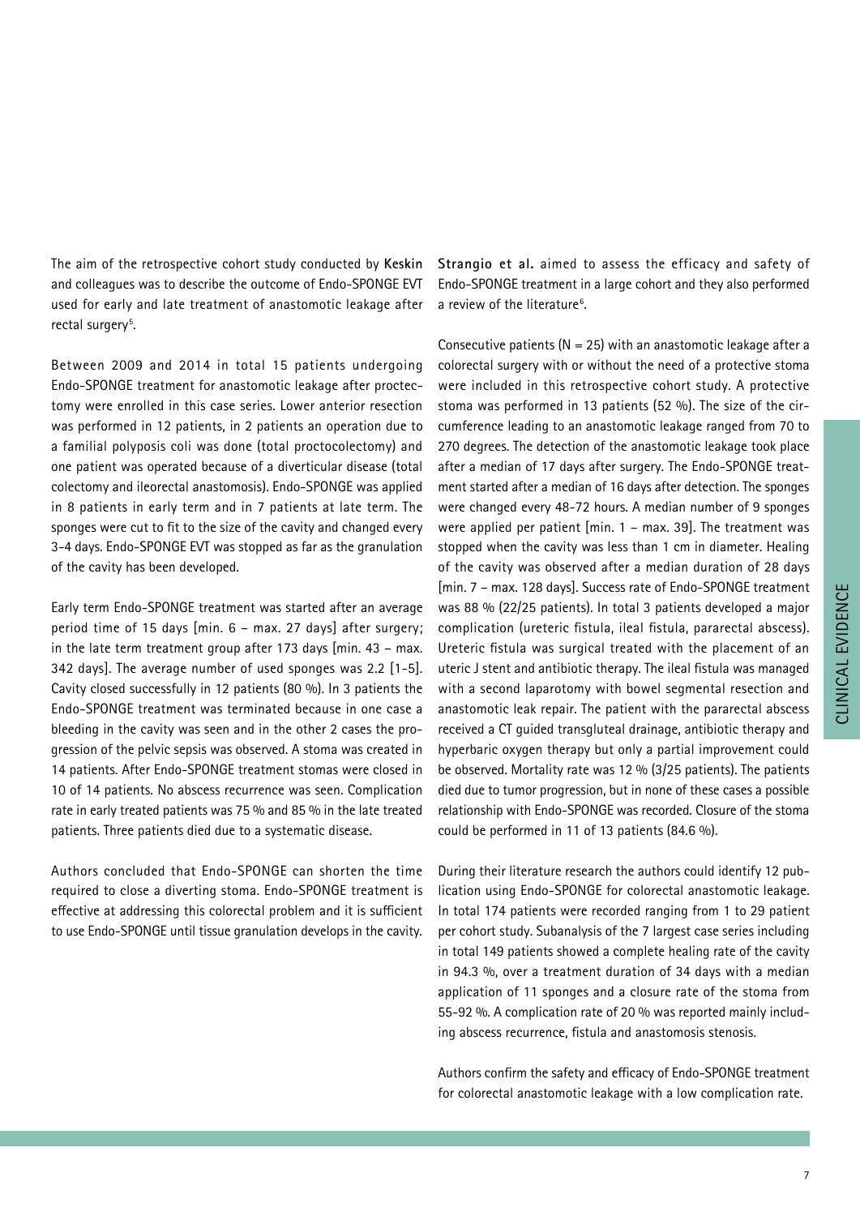The aim of the retrospective cohort study conducted by **Keskin** and colleagues was to describe the outcome of Endo-SPONGE EVT used for early and late treatment of anastomotic leakage after rectal surgery[5].

Between 2009 and 2014 in total 15 patients undergoing Endo-SPONGE treatment for anastomotic leakage after proctectomy were enrolled in this case series. Lower anterior resection was performed in 12 patients, in 2 patients an operation due to a familial polyposis coli was done (total proctocolectomy) and one patient was operated because of a diverticular disease (total colectomy and ileorectal anastomosis). Endo-SPONGE was applied in 8 patients in early term and in 7 patients at late term. The sponges were cut to fit to the size of the cavity and changed every 3-4 days. Endo-SPONGE EVT was stopped as far as the granulation of the cavity has been developed.

Early term Endo-SPONGE treatment was started after an average period time of 15 days [min. 6 – max. 27 days] after surgery; in the late term treatment group after 173 days [min. 43 – max. 342 days]. The average number of used sponges was 2.2 [1-5]. Cavity closed successfully in 12 patients (80 %). In 3 patients the Endo-SPONGE treatment was terminated because in one case a bleeding in the cavity was seen and in the other 2 cases the progression of the pelvic sepsis was observed. A stoma was created in 14 patients. After Endo-SPONGE treatment stomas were closed in 10 of 14 patients. No abscess recurrence was seen. Complication rate in early treated patients was 75 % and 85 % in the late treated patients. Three patients died due to a systematic disease.

Authors concluded that Endo-SPONGE can shorten the time required to close a diverting stoma. Endo-SPONGE treatment is effective at addressing this colorectal problem and it is sufficient to use Endo-SPONGE until tissue granulation develops in the cavity.

**Strangio et al.** aimed to assess the efficacy and safety of Endo-SPONGE treatment in a large cohort and they also performed a review of the literature[6].

Consecutive patients (N = 25) with an anastomotic leakage after a colorectal surgery with or without the need of a protective stoma were included in this retrospective cohort study. A protective stoma was performed in 13 patients (52 %). The size of the circumference leading to an anastomotic leakage ranged from 70 to 270 degrees. The detection of the anastomotic leakage took place after a median of 17 days after surgery. The Endo-SPONGE treatment started after a median of 16 days after detection. The sponges were changed every 48-72 hours. A median number of 9 sponges were applied per patient [min. 1 – max. 39]. The treatment was stopped when the cavity was less than 1 cm in diameter. Healing of the cavity was observed after a median duration of 28 days [min. 7 – max. 128 days]. Success rate of Endo-SPONGE treatment was 88 % (22/25 patients). In total 3 patients developed a major complication (ureteric fistula, ileal fistula, pararectal abscess). Ureteric fistula was surgical treated with the placement of an uteric J stent and antibiotic therapy. The ileal fistula was managed with a second laparotomy with bowel segmental resection and anastomotic leak repair. The patient with the pararectal abscess received a CT guided transgluteal drainage, antibiotic therapy and hyperbaric oxygen therapy but only a partial improvement could be observed. Mortality rate was 12 % (3/25 patients). The patients died due to tumor progression, but in none of these cases a possible relationship with Endo-SPONGE was recorded. Closure of the stoma could be performed in 11 of 13 patients (84.6 %).

During their literature research the authors could identify 12 publication using Endo-SPONGE for colorectal anastomotic leakage. In total 174 patients were recorded ranging from 1 to 29 patient per cohort study. Subanalysis of the 7 largest case series including in total 149 patients showed a complete healing rate of the cavity in 94.3 %, over a treatment duration of 34 days with a median application of 11 sponges and a closure rate of the stoma from 55-92 %. A complication rate of 20 % was reported mainly including abscess recurrence, fistula and anastomosis stenosis.

Authors confirm the safety and efficacy of Endo-SPONGE treatment for colorectal anastomotic leakage with a low complication rate.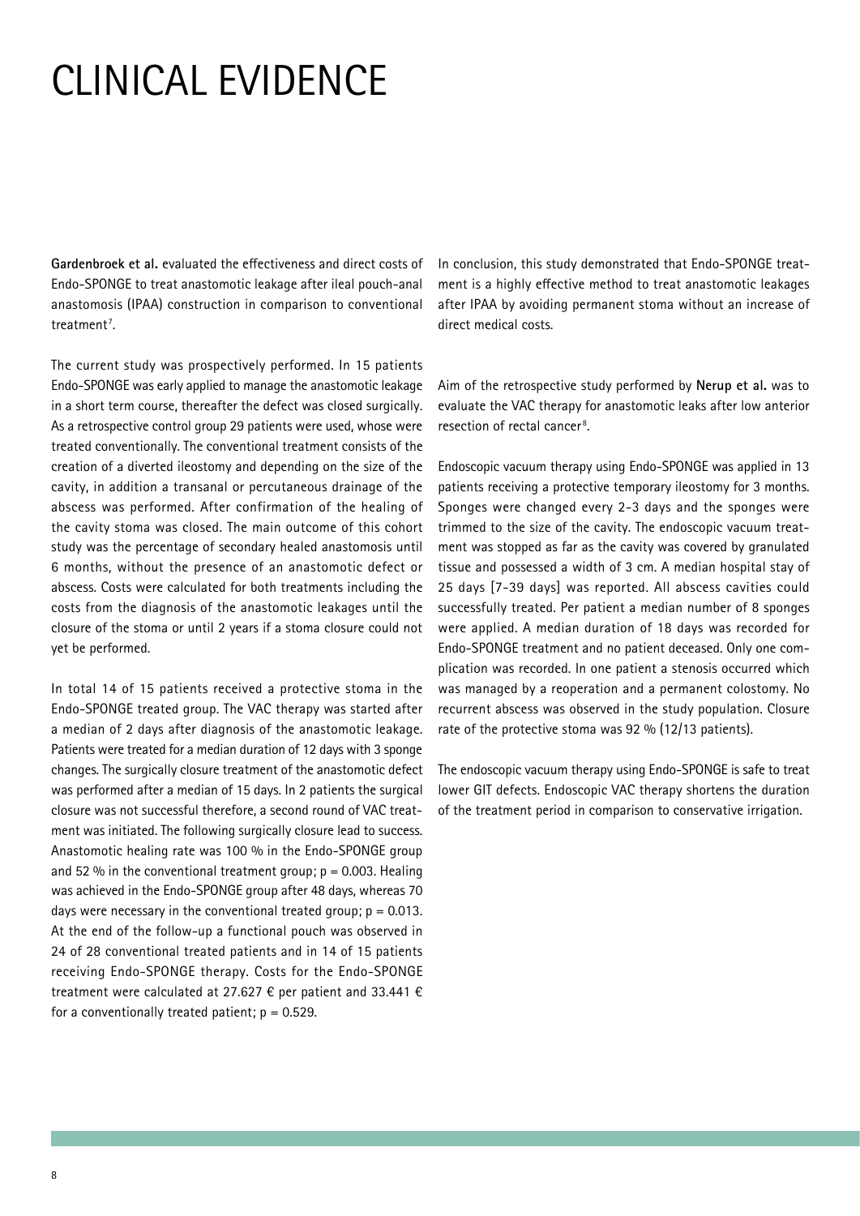# CLINICAL EVIDENCE

**Gardenbroek et al.** evaluated the effectiveness and direct costs of Endo-SPONGE to treat anastomotic leakage after ileal pouch-anal anastomosis (IPAA) construction in comparison to conventional treatment[7].

The current study was prospectively performed. In 15 patients Endo-SPONGE was early applied to manage the anastomotic leakage in a short term course, thereafter the defect was closed surgically. As a retrospective control group 29 patients were used, whose were treated conventionally. The conventional treatment consists of the creation of a diverted ileostomy and depending on the size of the cavity, in addition a transanal or percutaneous drainage of the abscess was performed. After confirmation of the healing of the cavity stoma was closed. The main outcome of this cohort study was the percentage of secondary healed anastomosis until 6 months, without the presence of an anastomotic defect or abscess. Costs were calculated for both treatments including the costs from the diagnosis of the anastomotic leakages until the closure of the stoma or until 2 years if a stoma closure could not yet be performed.

In total 14 of 15 patients received a protective stoma in the Endo-SPONGE treated group. The VAC therapy was started after a median of 2 days after diagnosis of the anastomotic leakage. Patients were treated for a median duration of 12 days with 3 sponge changes. The surgically closure treatment of the anastomotic defect was performed after a median of 15 days. In 2 patients the surgical closure was not successful therefore, a second round of VAC treatment was initiated. The following surgically closure lead to success. Anastomotic healing rate was 100 % in the Endo-SPONGE group and 52 % in the conventional treatment group; $p = 0.003$. Healing was achieved in the Endo-SPONGE group after 48 days, whereas 70 days were necessary in the conventional treated group; $p = 0.013$. At the end of the follow-up a functional pouch was observed in 24 of 28 conventional treated patients and in 14 of 15 patients receiving Endo-SPONGE therapy. Costs for the Endo-SPONGE treatment were calculated at 27.627 € per patient and 33.441 € for a conventionally treated patient; $p = 0.529$.

In conclusion, this study demonstrated that Endo-SPONGE treatment is a highly effective method to treat anastomotic leakages after IPAA by avoiding permanent stoma without an increase of direct medical costs.

Aim of the retrospective study performed by **Nerup et al.** was to evaluate the VAC therapy for anastomotic leaks after low anterior resection of rectal cancer[8].

Endoscopic vacuum therapy using Endo-SPONGE was applied in 13 patients receiving a protective temporary ileostomy for 3 months. Sponges were changed every 2-3 days and the sponges were trimmed to the size of the cavity. The endoscopic vacuum treatment was stopped as far as the cavity was covered by granulated tissue and possessed a width of 3 cm. A median hospital stay of 25 days [7-39 days] was reported. All abscess cavities could successfully treated. Per patient a median number of 8 sponges were applied. A median duration of 18 days was recorded for Endo-SPONGE treatment and no patient deceased. Only one complication was recorded. In one patient a stenosis occurred which was managed by a reoperation and a permanent colostomy. No recurrent abscess was observed in the study population. Closure rate of the protective stoma was 92 % (12/13 patients).

The endoscopic vacuum therapy using Endo-SPONGE is safe to treat lower GIT defects. Endoscopic VAC therapy shortens the duration of the treatment period in comparison to conservative irrigation.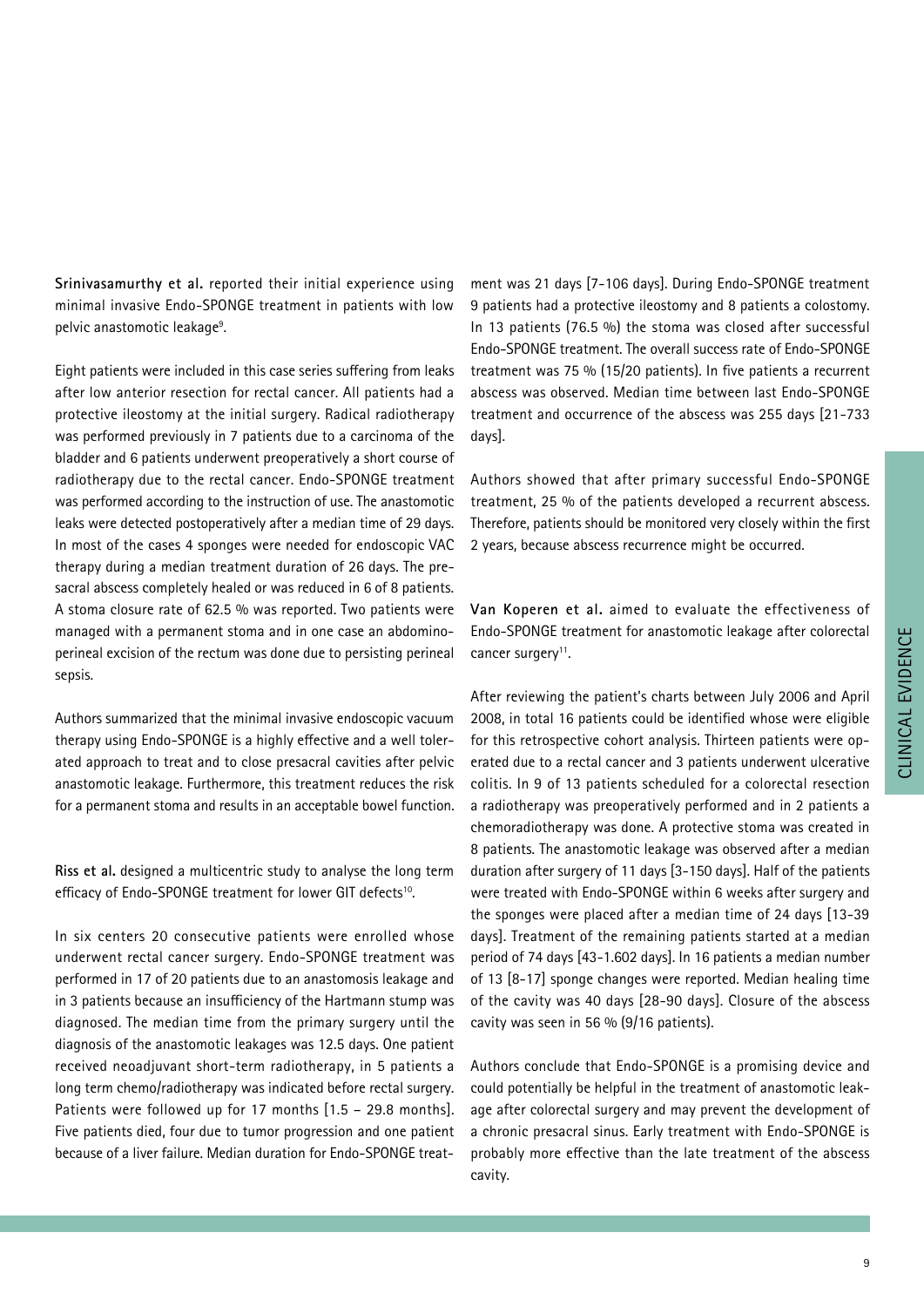**Srinivasamurthy et al.** reported their initial experience using minimal invasive Endo-SPONGE treatment in patients with low pelvic anastomotic leakage[9].

Eight patients were included in this case series suffering from leaks after low anterior resection for rectal cancer. All patients had a protective ileostomy at the initial surgery. Radical radiotherapy was performed previously in 7 patients due to a carcinoma of the bladder and 6 patients underwent preoperatively a short course of radiotherapy due to the rectal cancer. Endo-SPONGE treatment was performed according to the instruction of use. The anastomotic leaks were detected postoperatively after a median time of 29 days. In most of the cases 4 sponges were needed for endoscopic VAC therapy during a median treatment duration of 26 days. The presacral abscess completely healed or was reduced in 6 of 8 patients. A stoma closure rate of 62.5 % was reported. Two patients were managed with a permanent stoma and in one case an abdominoperineal excision of the rectum was done due to persisting perineal sepsis.

Authors summarized that the minimal invasive endoscopic vacuum therapy using Endo-SPONGE is a highly effective and a well tolerated approach to treat and to close presacral cavities after pelvic anastomotic leakage. Furthermore, this treatment reduces the risk for a permanent stoma and results in an acceptable bowel function.

**Riss et al.** designed a multicentric study to analyse the long term efficacy of Endo-SPONGE treatment for lower GIT defects[10].

In six centers 20 consecutive patients were enrolled whose underwent rectal cancer surgery. Endo-SPONGE treatment was performed in 17 of 20 patients due to an anastomosis leakage and in 3 patients because an insufficiency of the Hartmann stump was diagnosed. The median time from the primary surgery until the diagnosis of the anastomotic leakages was 12.5 days. One patient received neoadjuvant short-term radiotherapy, in 5 patients a long term chemo/radiotherapy was indicated before rectal surgery. Patients were followed up for 17 months [1.5 – 29.8 months]. Five patients died, four due to tumor progression and one patient because of a liver failure. Median duration for Endo-SPONGE treatment was 21 days [7-106 days]. During Endo-SPONGE treatment 9 patients had a protective ileostomy and 8 patients a colostomy. In 13 patients (76.5 %) the stoma was closed after successful Endo-SPONGE treatment. The overall success rate of Endo-SPONGE treatment was 75 % (15/20 patients). In five patients a recurrent abscess was observed. Median time between last Endo-SPONGE treatment and occurrence of the abscess was 255 days [21-733 days].

Authors showed that after primary successful Endo-SPONGE treatment, 25 % of the patients developed a recurrent abscess. Therefore, patients should be monitored very closely within the first 2 years, because abscess recurrence might be occurred.

**Van Koperen et al.** aimed to evaluate the effectiveness of Endo-SPONGE treatment for anastomotic leakage after colorectal cancer surgery[11].

After reviewing the patient's charts between July 2006 and April 2008, in total 16 patients could be identified whose were eligible for this retrospective cohort analysis. Thirteen patients were operated due to a rectal cancer and 3 patients underwent ulcerative colitis. In 9 of 13 patients scheduled for a colorectal resection a radiotherapy was preoperatively performed and in 2 patients a chemoradiotherapy was done. A protective stoma was created in 8 patients. The anastomotic leakage was observed after a median duration after surgery of 11 days [3-150 days]. Half of the patients were treated with Endo-SPONGE within 6 weeks after surgery and the sponges were placed after a median time of 24 days [13-39 days]. Treatment of the remaining patients started at a median period of 74 days [43-1.602 days]. In 16 patients a median number of 13 [8-17] sponge changes were reported. Median healing time of the cavity was 40 days [28-90 days]. Closure of the abscess cavity was seen in 56 % (9/16 patients).

Authors conclude that Endo-SPONGE is a promising device and could potentially be helpful in the treatment of anastomotic leakage after colorectal surgery and may prevent the development of a chronic presacral sinus. Early treatment with Endo-SPONGE is probably more effective than the late treatment of the abscess cavity.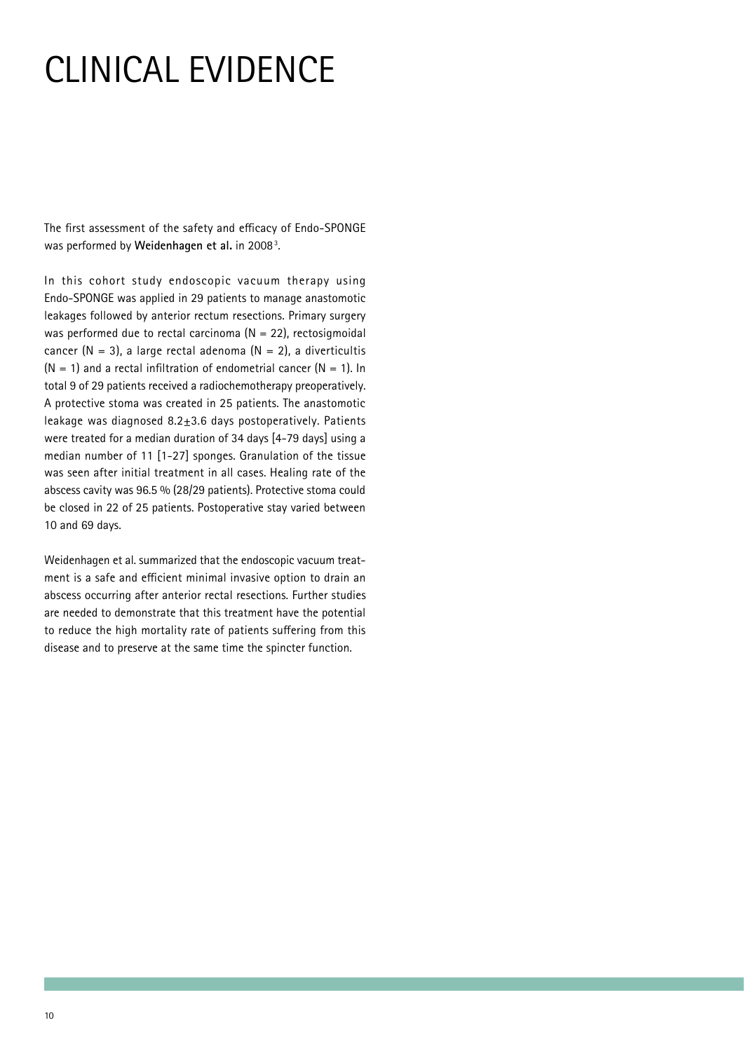# CLINICAL EVIDENCE

The first assessment of the safety and efficacy of Endo-SPONGE was performed by **Weidenhagen et al.** in 2008[3].

In this cohort study endoscopic vacuum therapy using Endo-SPONGE was applied in 29 patients to manage anastomotic leakages followed by anterior rectum resections. Primary surgery was performed due to rectal carcinoma (N = 22), rectosigmoidal cancer (N = 3), a large rectal adenoma (N = 2), a diverticultis (N = 1) and a rectal infiltration of endometrial cancer (N = 1). In total 9 of 29 patients received a radiochemotherapy preoperatively. A protective stoma was created in 25 patients. The anastomotic leakage was diagnosed $8.2 \pm 3.6$ days postoperatively. Patients were treated for a median duration of 34 days [4-79 days] using a median number of 11 [1-27] sponges. Granulation of the tissue was seen after initial treatment in all cases. Healing rate of the abscess cavity was 96.5 % (28/29 patients). Protective stoma could be closed in 22 of 25 patients. Postoperative stay varied between 10 and 69 days.

Weidenhagen et al. summarized that the endoscopic vacuum treatment is a safe and efficient minimal invasive option to drain an abscess occurring after anterior rectal resections. Further studies are needed to demonstrate that this treatment have the potential to reduce the high mortality rate of patients suffering from this disease and to preserve at the same time the spincter function.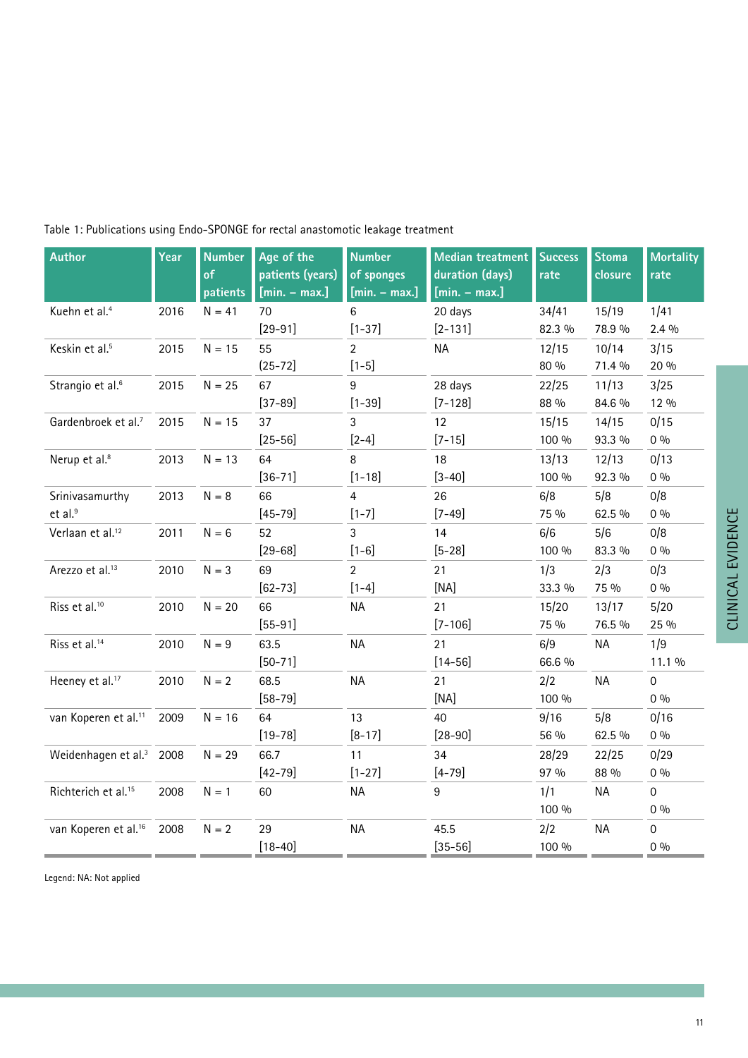Table 1: Publications using Endo-SPONGE for rectal anastomotic leakage treatment

| Author | Year | Number of patients | Age of the patients (years) [min. – max.] | Number of sponges [min. – max.] | Median treatment duration (days) [min. – max.] | Success rate | Stoma closure | Mortality rate |
|---|---|---|---|---|---|---|---|---|
| Kuehn et al.[4] | 2016 | N = 41 | 70 [29-91] | 6 [1-37] | 20 days [2-131] | 34/41 82.3 % | 15/19 78.9 % | 1/41 2.4 % |
| Keskin et al.[5] | 2015 | N = 15 | 55 [25-72] | 2 [1-5] | NA | 12/15 80 % | 10/14 71.4 % | 3/15 20 % |
| Strangio et al.[6] | 2015 | N = 25 | 67 [37-89] | 9 [1-39] | 28 days [7-128] | 22/25 88 % | 11/13 84.6 % | 3/25 12 % |
| Gardenbroek et al.[7] | 2015 | N = 15 | 37 [25-56] | 3 [2-4] | 12 [7-15] | 15/15 100 % | 14/15 93.3 % | 0/15 0 % |
| Nerup et al.[8] | 2013 | N = 13 | 64 [36-71] | 8 [1-18] | 18 [3-40] | 13/13 100 % | 12/13 92.3 % | 0/13 0 % |
| Srinivasamurthy et al.[9] | 2013 | N = 8 | 66 [45-79] | 4 [1-7] | 26 [7-49] | 6/8 75 % | 5/8 62.5 % | 0/8 0 % |
| Verlaan et al.[12] | 2011 | N = 6 | 52 [29-68] | 3 [1-6] | 14 [5-28] | 6/6 100 % | 5/6 83.3 % | 0/8 0 % |
| Arezzo et al.[13] | 2010 | N = 3 | 69 [62-73] | 2 [1-4] | 21 [NA] | 1/3 33.3 % | 2/3 75 % | 0/3 0 % |
| Riss et al.[10] | 2010 | N = 20 | 66 [55-91] | NA | 21 [7-106] | 15/20 75 % | 13/17 76.5 % | 5/20 25 % |
| Riss et al.[14] | 2010 | N = 9 | 63.5 [50-71] | NA | 21 [14-56] | 6/9 66.6 % | NA | 1/9 11.1 % |
| Heeney et al.[17] | 2010 | N = 2 | 68.5 [58-79] | NA | 21 [NA] | 2/2 100 % | NA | 0 0 % |
| van Koperen et al.[11] | 2009 | N = 16 | 64 [19-78] | 13 [8-17] | 40 [28-90] | 9/16 56 % | 5/8 62.5 % | 0/16 0 % |
| Weidenhagen et al.[3] | 2008 | N = 29 | 66.7 [42-79] | 11 [1-27] | 34 [4-79] | 28/29 97 % | 22/25 88 % | 0/29 0 % |
| Richterich et al.[15] | 2008 | N = 1 | 60 | NA | 9 | 1/1 100 % | NA | 0 0 % |
| van Koperen et al.[16] | 2008 | N = 2 | 29 [18-40] | NA | 45.5 [35-56] | 2/2 100 % | NA | 0 0 % |

Legend: NA: Not applied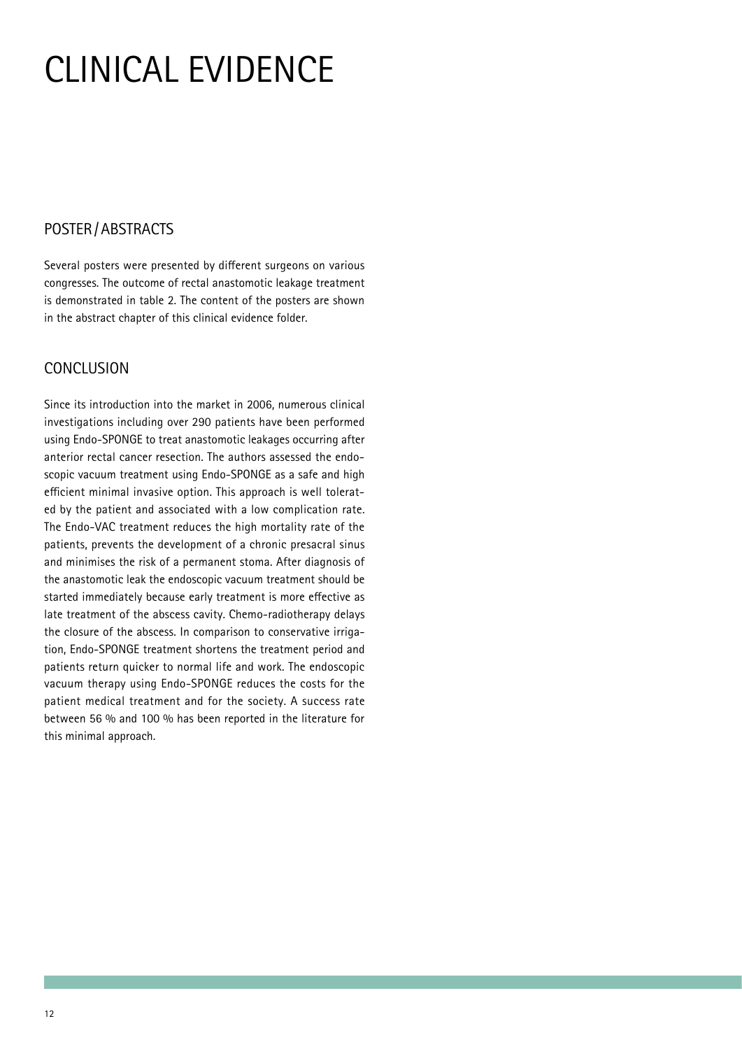# CLINICAL EVIDENCE

## POSTER / ABSTRACTS

Several posters were presented by different surgeons on various congresses. The outcome of rectal anastomotic leakage treatment is demonstrated in table 2. The content of the posters are shown in the abstract chapter of this clinical evidence folder.

## CONCLUSION

Since its introduction into the market in 2006, numerous clinical investigations including over 290 patients have been performed using Endo-SPONGE to treat anastomotic leakages occurring after anterior rectal cancer resection. The authors assessed the endoscopic vacuum treatment using Endo-SPONGE as a safe and high efficient minimal invasive option. This approach is well tolerated by the patient and associated with a low complication rate. The Endo-VAC treatment reduces the high mortality rate of the patients, prevents the development of a chronic presacral sinus and minimises the risk of a permanent stoma. After diagnosis of the anastomotic leak the endoscopic vacuum treatment should be started immediately because early treatment is more effective as late treatment of the abscess cavity. Chemo-radiotherapy delays the closure of the abscess. In comparison to conservative irrigation, Endo-SPONGE treatment shortens the treatment period and patients return quicker to normal life and work. The endoscopic vacuum therapy using Endo-SPONGE reduces the costs for the patient medical treatment and for the society. A success rate between 56 % and 100 % has been reported in the literature for this minimal approach.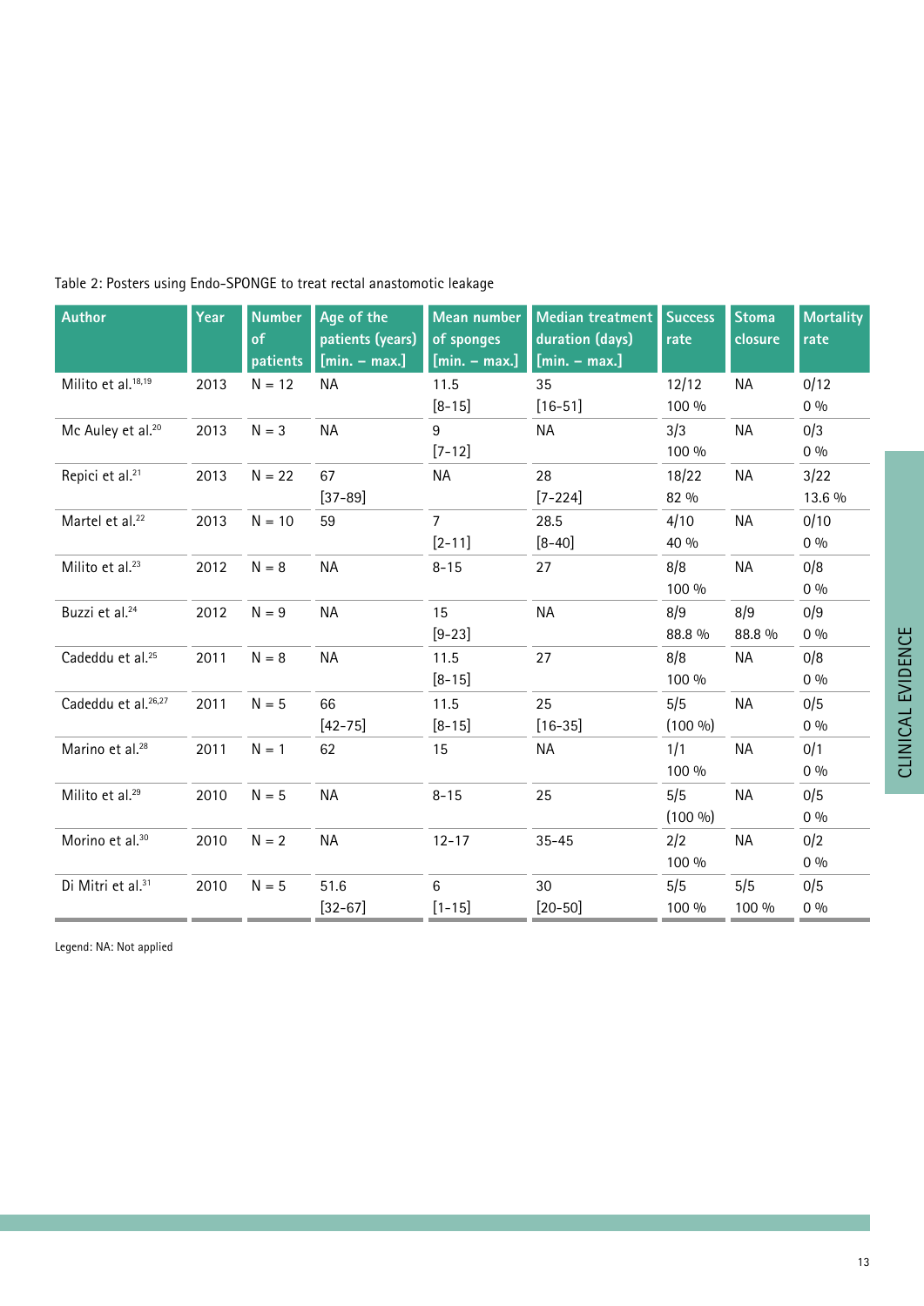Table 2: Posters using Endo-SPONGE to treat rectal anastomotic leakage

| Author | Year | Number of patients | Age of the patients (years) [min. – max.] | Mean number of sponges [min. – max.] | Median treatment duration (days) [min. – max.] | Success rate | Stoma closure | Mortality rate |
|---|---|---|---|---|---|---|---|---|
| Milito et al.[18,19] | 2013 | N = 12 | NA | 11.5 [8-15] | 35 [16-51] | 12/12 100 % | NA | 0/12 0 % |
| Mc Auley et al.[20] | 2013 | N = 3 | NA | 9 [7-12] | NA | 3/3 100 % | NA | 0/3 0 % |
| Repici et al.[21] | 2013 | N = 22 | 67 [37-89] | NA | 28 [7-224] | 18/22 82 % | NA | 3/22 13.6 % |
| Martel et al.[22] | 2013 | N = 10 | 59 | 7 [2-11] | 28.5 [8-40] | 4/10 40 % | NA | 0/10 0 % |
| Milito et al.[23] | 2012 | N = 8 | NA | 8-15 | 27 | 8/8 100 % | NA | 0/8 0 % |
| Buzzi et al.[24] | 2012 | N = 9 | NA | 15 [9-23] | NA | 8/9 88.8 % | 8/9 88.8 % | 0/9 0 % |
| Cadeddu et al.[25] | 2011 | N = 8 | NA | 11.5 [8-15] | 27 | 8/8 100 % | NA | 0/8 0 % |
| Cadeddu et al.[26,27] | 2011 | N = 5 | 66 [42-75] | 11.5 [8-15] | 25 [16-35] | 5/5 (100 %) | NA | 0/5 0 % |
| Marino et al.[28] | 2011 | N = 1 | 62 | 15 | NA | 1/1 100 % | NA | 0/1 0 % |
| Milito et al.[29] | 2010 | N = 5 | NA | 8-15 | 25 | 5/5 (100 %) | NA | 0/5 0 % |
| Morino et al.[30] | 2010 | N = 2 | NA | 12-17 | 35-45 | 2/2 100 % | NA | 0/2 0 % |
| Di Mitri et al.[31] | 2010 | N = 5 | 51.6 [32-67] | 6 [1-15] | 30 [20-50] | 5/5 100 % | 5/5 100 % | 0/5 0 % |

Legend: NA: Not applied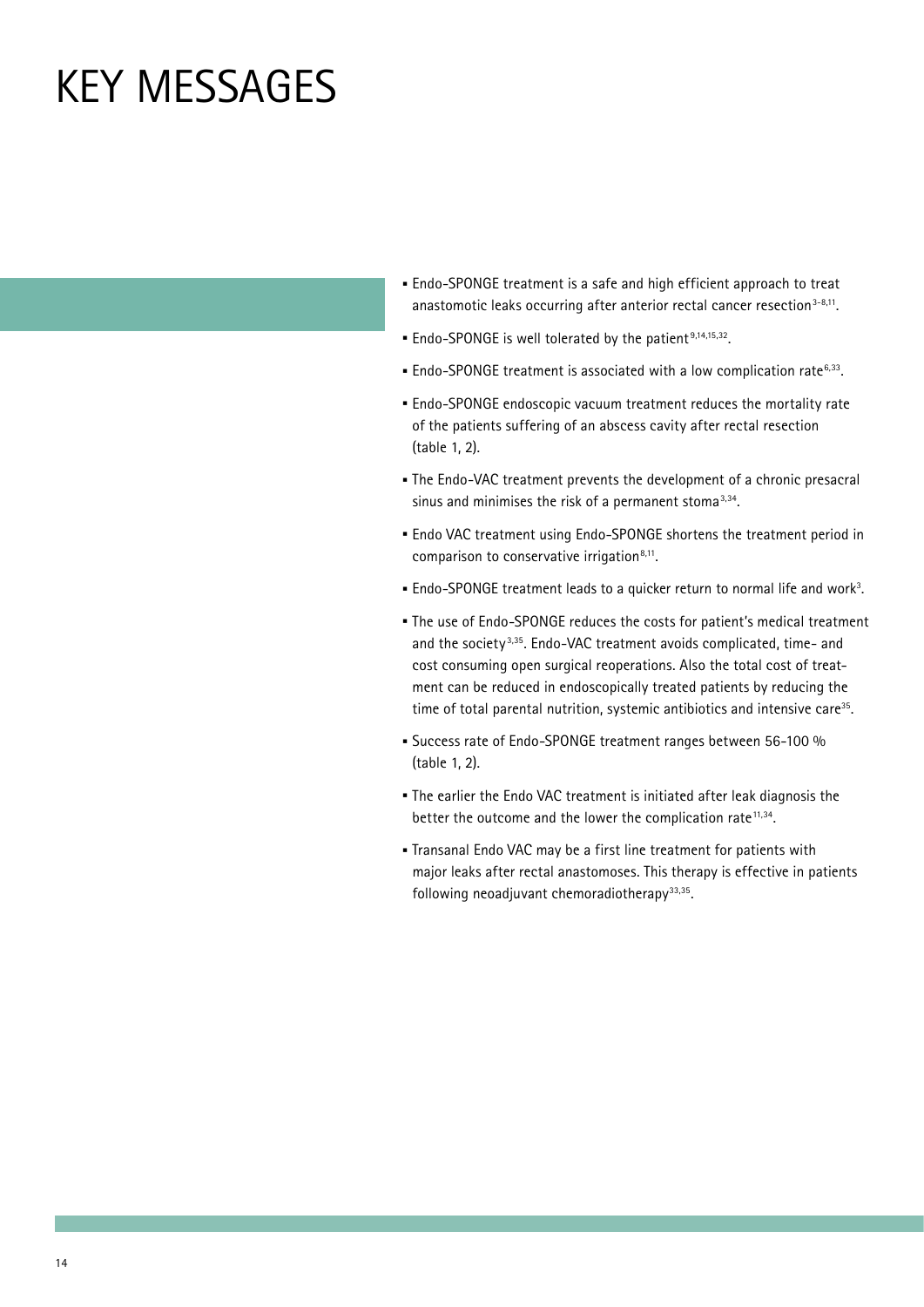# KEY MESSAGES

- Endo-SPONGE treatment is a safe and high efficient approach to treat anastomotic leaks occurring after anterior rectal cancer resection[3-8,11].
- Endo-SPONGE is well tolerated by the patient[9,14,15,32].
- Endo-SPONGE treatment is associated with a low complication rate[6,33].
- Endo-SPONGE endoscopic vacuum treatment reduces the mortality rate of the patients suffering of an abscess cavity after rectal resection (table 1, 2).
- The Endo-VAC treatment prevents the development of a chronic presacral sinus and minimises the risk of a permanent stoma[3,34].
- Endo VAC treatment using Endo-SPONGE shortens the treatment period in comparison to conservative irrigation[8,11].
- Endo-SPONGE treatment leads to a quicker return to normal life and work[3].
- The use of Endo-SPONGE reduces the costs for patient's medical treatment and the society[3,35]. Endo-VAC treatment avoids complicated, time- and cost consuming open surgical reoperations. Also the total cost of treatment can be reduced in endoscopically treated patients by reducing the time of total parental nutrition, systemic antibiotics and intensive care[35].
- Success rate of Endo-SPONGE treatment ranges between 56-100 % (table 1, 2).
- The earlier the Endo VAC treatment is initiated after leak diagnosis the better the outcome and the lower the complication rate[11,34].
- Transanal Endo VAC may be a first line treatment for patients with major leaks after rectal anastomoses. This therapy is effective in patients following neoadjuvant chemoradiotherapy[33,35].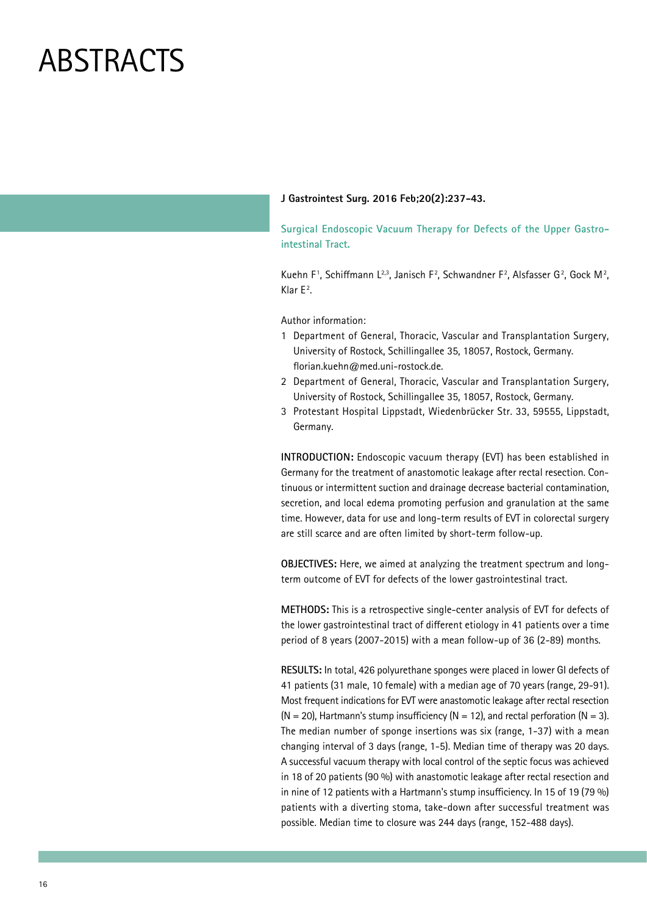# ABSTRACTS

**J Gastrointest Surg. 2016 Feb;20(2):237-43.**

## Surgical Endoscopic Vacuum Therapy for Defects of the Upper Gastrointestinal Tract.

Kuehn F[1], Schiffmann L[2,3], Janisch F[2], Schwandner F[2], Alsfasser G[2], Gock M[2], Klar E[2].

Author information:

1. Department of General, Thoracic, Vascular and Transplantation Surgery, University of Rostock, Schillingallee 35, 18057, Rostock, Germany. florian.kuehn@med.uni-rostock.de.
2. Department of General, Thoracic, Vascular and Transplantation Surgery, University of Rostock, Schillingallee 35, 18057, Rostock, Germany.
3. Protestant Hospital Lippstadt, Wiedenbrücker Str. 33, 59555, Lippstadt, Germany.

**INTRODUCTION:** Endoscopic vacuum therapy (EVT) has been established in Germany for the treatment of anastomotic leakage after rectal resection. Continuous or intermittent suction and drainage decrease bacterial contamination, secretion, and local edema promoting perfusion and granulation at the same time. However, data for use and long-term results of EVT in colorectal surgery are still scarce and are often limited by short-term follow-up.

**OBJECTIVES:** Here, we aimed at analyzing the treatment spectrum and long-term outcome of EVT for defects of the lower gastrointestinal tract.

**METHODS:** This is a retrospective single-center analysis of EVT for defects of the lower gastrointestinal tract of different etiology in 41 patients over a time period of 8 years (2007-2015) with a mean follow-up of 36 (2-89) months.

**RESULTS:** In total, 426 polyurethane sponges were placed in lower GI defects of 41 patients (31 male, 10 female) with a median age of 70 years (range, 29-91). Most frequent indications for EVT were anastomotic leakage after rectal resection (N = 20), Hartmann's stump insufficiency (N = 12), and rectal perforation (N = 3). The median number of sponge insertions was six (range, 1-37) with a mean changing interval of 3 days (range, 1-5). Median time of therapy was 20 days. A successful vacuum therapy with local control of the septic focus was achieved in 18 of 20 patients (90 %) with anastomotic leakage after rectal resection and in nine of 12 patients with a Hartmann's stump insufficiency. In 15 of 19 (79 %) patients with a diverting stoma, take-down after successful treatment was possible. Median time to closure was 244 days (range, 152-488 days).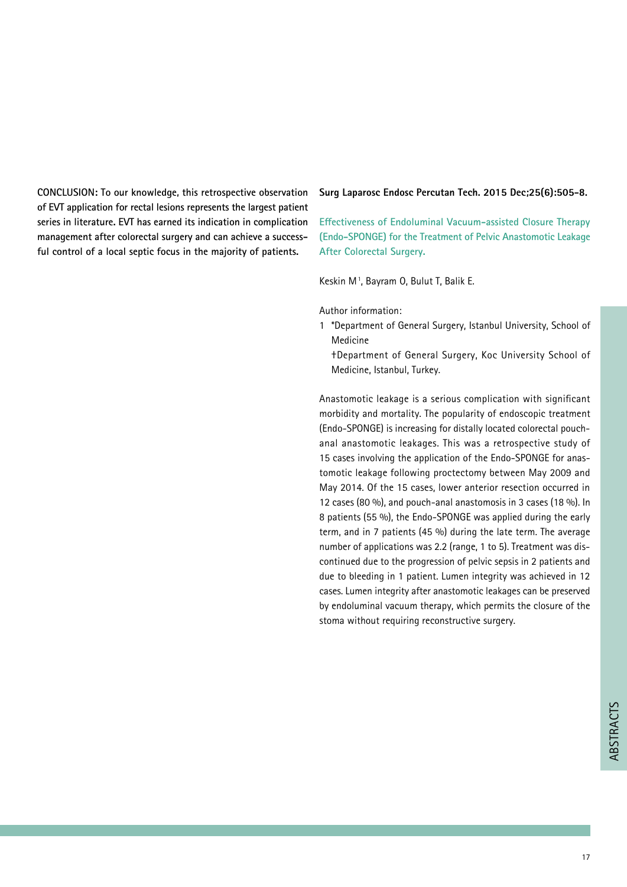**CONCLUSION:** To our knowledge, this retrospective observation of EVT application for rectal lesions represents the largest patient series in literature. EVT has earned its indication in complication management after colorectal surgery and can achieve a successful control of a local septic focus in the majority of patients.

**Surg Laparosc Endosc Percutan Tech. 2015 Dec;25(6):505-8.**

## Effectiveness of Endoluminal Vacuum-assisted Closure Therapy (Endo-SPONGE) for the Treatment of Pelvic Anastomotic Leakage After Colorectal Surgery.

Keskin M[1], Bayram O, Bulut T, Balik E.

Author information:

1 *Department of General Surgery, Istanbul University, School of Medicine
†Department of General Surgery, Koc University School of Medicine, Istanbul, Turkey.

Anastomotic leakage is a serious complication with significant morbidity and mortality. The popularity of endoscopic treatment (Endo-SPONGE) is increasing for distally located colorectal pouch-anal anastomotic leakages. This was a retrospective study of 15 cases involving the application of the Endo-SPONGE for anastomotic leakage following proctectomy between May 2009 and May 2014. Of the 15 cases, lower anterior resection occurred in 12 cases (80 %), and pouch-anal anastomosis in 3 cases (18 %). In 8 patients (55 %), the Endo-SPONGE was applied during the early term, and in 7 patients (45 %) during the late term. The average number of applications was 2.2 (range, 1 to 5). Treatment was discontinued due to the progression of pelvic sepsis in 2 patients and due to bleeding in 1 patient. Lumen integrity was achieved in 12 cases. Lumen integrity after anastomotic leakages can be preserved by endoluminal vacuum therapy, which permits the closure of the stoma without requiring reconstructive surgery.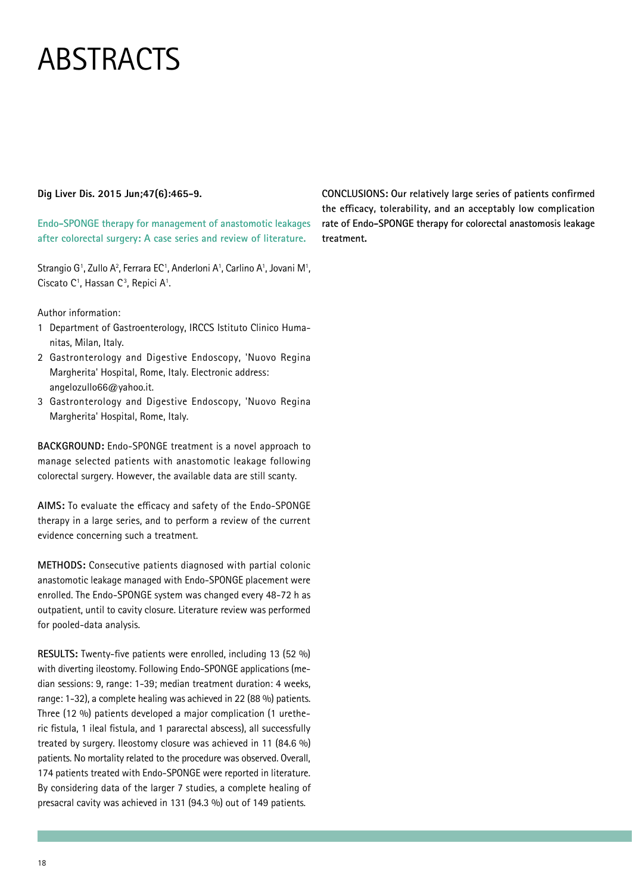# ABSTRACTS

**Dig Liver Dis. 2015 Jun;47(6):465-9.**

**Endo-SPONGE therapy for management of anastomotic leakages after colorectal surgery: A case series and review of literature.**

Strangio G[1], Zullo A[2], Ferrara EC[1], Anderloni A[1], Carlino A[1], Jovani M[1], Ciscato C[1], Hassan C[3], Repici A[1].

Author information:

1. Department of Gastroenterology, IRCCS Istituto Clinico Humanitas, Milan, Italy.
2. Gastronterology and Digestive Endoscopy, 'Nuovo Regina Margherita' Hospital, Rome, Italy. Electronic address: angelozullo66@yahoo.it.
3. Gastronterology and Digestive Endoscopy, 'Nuovo Regina Margherita' Hospital, Rome, Italy.

**BACKGROUND:** Endo-SPONGE treatment is a novel approach to manage selected patients with anastomotic leakage following colorectal surgery. However, the available data are still scanty.

**AIMS:** To evaluate the efficacy and safety of the Endo-SPONGE therapy in a large series, and to perform a review of the current evidence concerning such a treatment.

**METHODS:** Consecutive patients diagnosed with partial colonic anastomotic leakage managed with Endo-SPONGE placement were enrolled. The Endo-SPONGE system was changed every 48-72 h as outpatient, until to cavity closure. Literature review was performed for pooled-data analysis.

**RESULTS:** Twenty-five patients were enrolled, including 13 (52 %) with diverting ileostomy. Following Endo-SPONGE applications (median sessions: 9, range: 1-39; median treatment duration: 4 weeks, range: 1-32), a complete healing was achieved in 22 (88 %) patients. Three (12 %) patients developed a major complication (1 uretheric fistula, 1 ileal fistula, and 1 pararectal abscess), all successfully treated by surgery. Ileostomy closure was achieved in 11 (84.6 %) patients. No mortality related to the procedure was observed. Overall, 174 patients treated with Endo-SPONGE were reported in literature. By considering data of the larger 7 studies, a complete healing of presacral cavity was achieved in 131 (94.3 %) out of 149 patients.

**CONCLUSIONS: Our relatively large series of patients confirmed the efficacy, tolerability, and an acceptably low complication rate of Endo-SPONGE therapy for colorectal anastomosis leakage treatment.**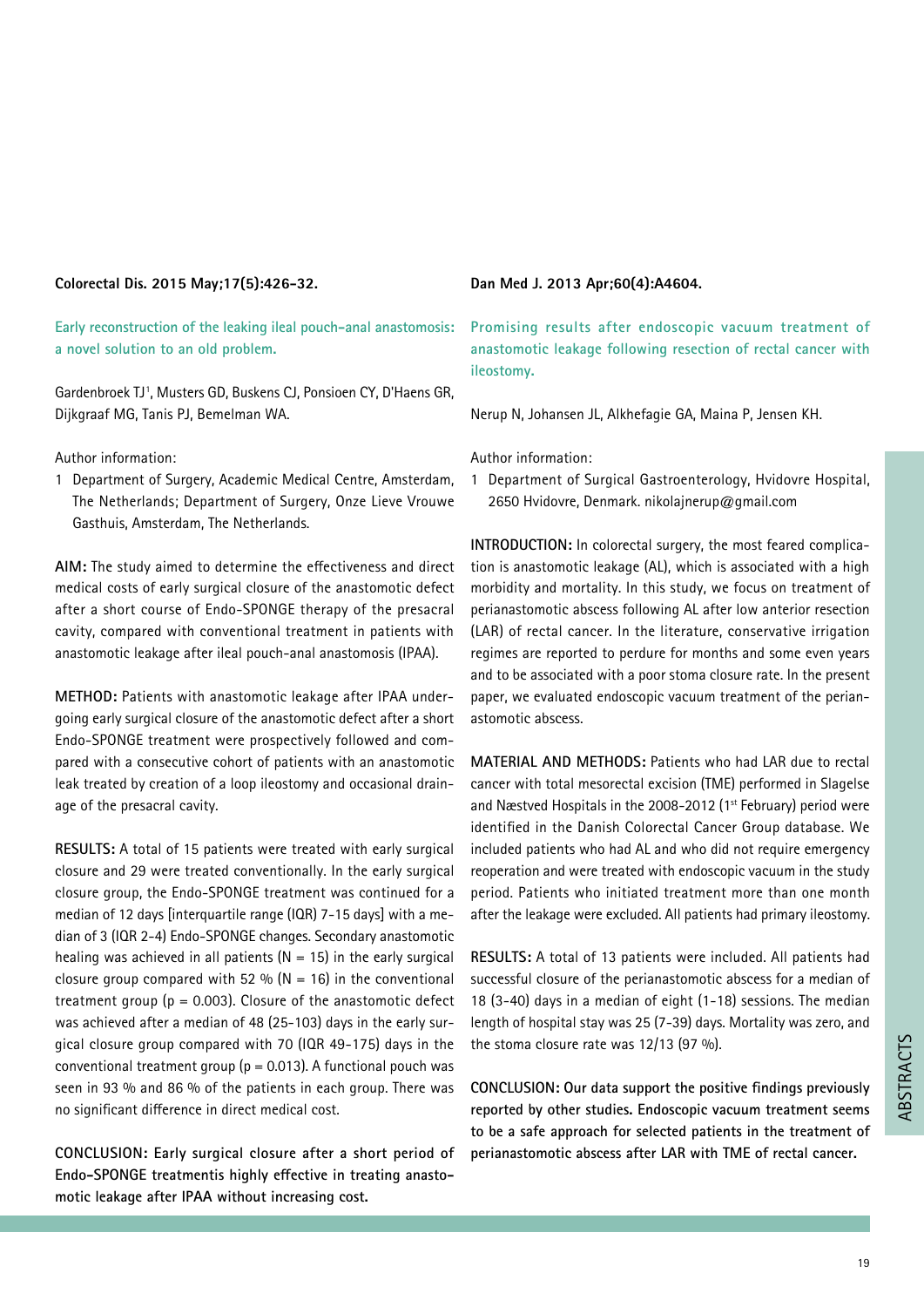**Colorectal Dis. 2015 May;17(5):426-32.**

## Early reconstruction of the leaking ileal pouch-anal anastomosis: a novel solution to an old problem.

Gardenbroek TJ[1], Musters GD, Buskens CJ, Ponsioen CY, D'Haens GR, Dijkgraaf MG, Tanis PJ, Bemelman WA.

Author information:

1 Department of Surgery, Academic Medical Centre, Amsterdam, The Netherlands; Department of Surgery, Onze Lieve Vrouwe Gasthuis, Amsterdam, The Netherlands.

**AIM:** The study aimed to determine the effectiveness and direct medical costs of early surgical closure of the anastomotic defect after a short course of Endo-SPONGE therapy of the presacral cavity, compared with conventional treatment in patients with anastomotic leakage after ileal pouch-anal anastomosis (IPAA).

**METHOD:** Patients with anastomotic leakage after IPAA undergoing early surgical closure of the anastomotic defect after a short Endo-SPONGE treatment were prospectively followed and compared with a consecutive cohort of patients with an anastomotic leak treated by creation of a loop ileostomy and occasional drainage of the presacral cavity.

**RESULTS:** A total of 15 patients were treated with early surgical closure and 29 were treated conventionally. In the early surgical closure group, the Endo-SPONGE treatment was continued for a median of 12 days [interquartile range (IQR) 7-15 days] with a median of 3 (IQR 2-4) Endo-SPONGE changes. Secondary anastomotic healing was achieved in all patients (N = 15) in the early surgical closure group compared with 52 % (N = 16) in the conventional treatment group ($p = 0.003$). Closure of the anastomotic defect was achieved after a median of 48 (25-103) days in the early surgical closure group compared with 70 (IQR 49-175) days in the conventional treatment group ($p = 0.013$). A functional pouch was seen in 93 % and 86 % of the patients in each group. There was no significant difference in direct medical cost.

**CONCLUSION: Early surgical closure after a short period of Endo-SPONGE treatmentis highly effective in treating anastomotic leakage after IPAA without increasing cost.**

**Dan Med J. 2013 Apr;60(4):A4604.**

## Promising results after endoscopic vacuum treatment of anastomotic leakage following resection of rectal cancer with ileostomy.

Nerup N, Johansen JL, Alkhefagie GA, Maina P, Jensen KH.

Author information:

1 Department of Surgical Gastroenterology, Hvidovre Hospital, 2650 Hvidovre, Denmark. nikolajnerup@gmail.com

**INTRODUCTION:** In colorectal surgery, the most feared complication is anastomotic leakage (AL), which is associated with a high morbidity and mortality. In this study, we focus on treatment of perianastomotic abscess following AL after low anterior resection (LAR) of rectal cancer. In the literature, conservative irrigation regimes are reported to perdure for months and some even years and to be associated with a poor stoma closure rate. In the present paper, we evaluated endoscopic vacuum treatment of the perianastomotic abscess.

**MATERIAL AND METHODS:** Patients who had LAR due to rectal cancer with total mesorectal excision (TME) performed in Slagelse and Næstved Hospitals in the 2008-2012 (1st February) period were identified in the Danish Colorectal Cancer Group database. We included patients who had AL and who did not require emergency reoperation and were treated with endoscopic vacuum in the study period. Patients who initiated treatment more than one month after the leakage were excluded. All patients had primary ileostomy.

**RESULTS:** A total of 13 patients were included. All patients had successful closure of the perianastomotic abscess for a median of 18 (3-40) days in a median of eight (1-18) sessions. The median length of hospital stay was 25 (7-39) days. Mortality was zero, and the stoma closure rate was 12/13 (97 %).

**CONCLUSION: Our data support the positive findings previously reported by other studies. Endoscopic vacuum treatment seems to be a safe approach for selected patients in the treatment of perianastomotic abscess after LAR with TME of rectal cancer.**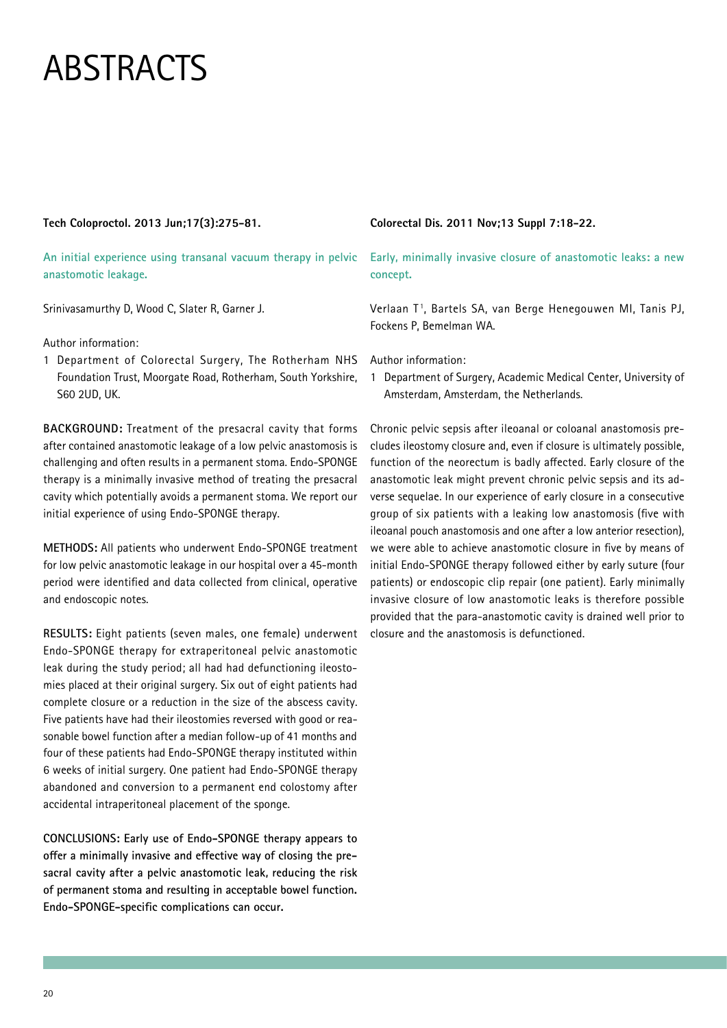# ABSTRACTS

**Tech Coloproctol. 2013 Jun;17(3):275-81.**

## An initial experience using transanal vacuum therapy in pelvic anastomotic leakage.

Srinivasamurthy D, Wood C, Slater R, Garner J.

Author information:

1 Department of Colorectal Surgery, The Rotherham NHS Foundation Trust, Moorgate Road, Rotherham, South Yorkshire, S60 2UD, UK.

**BACKGROUND:** Treatment of the presacral cavity that forms after contained anastomotic leakage of a low pelvic anastomosis is challenging and often results in a permanent stoma. Endo-SPONGE therapy is a minimally invasive method of treating the presacral cavity which potentially avoids a permanent stoma. We report our initial experience of using Endo-SPONGE therapy.

**METHODS:** All patients who underwent Endo-SPONGE treatment for low pelvic anastomotic leakage in our hospital over a 45-month period were identified and data collected from clinical, operative and endoscopic notes.

**RESULTS:** Eight patients (seven males, one female) underwent Endo-SPONGE therapy for extraperitoneal pelvic anastomotic leak during the study period; all had had defunctioning ileostomies placed at their original surgery. Six out of eight patients had complete closure or a reduction in the size of the abscess cavity. Five patients have had their ileostomies reversed with good or reasonable bowel function after a median follow-up of 41 months and four of these patients had Endo-SPONGE therapy instituted within 6 weeks of initial surgery. One patient had Endo-SPONGE therapy abandoned and conversion to a permanent end colostomy after accidental intraperitoneal placement of the sponge.

**CONCLUSIONS: Early use of Endo-SPONGE therapy appears to offer a minimally invasive and effective way of closing the presacral cavity after a pelvic anastomotic leak, reducing the risk of permanent stoma and resulting in acceptable bowel function. Endo-SPONGE-specific complications can occur.**

**Colorectal Dis. 2011 Nov;13 Suppl 7:18-22.**

## Early, minimally invasive closure of anastomotic leaks: a new concept.

Verlaan T[1], Bartels SA, van Berge Henegouwen MI, Tanis PJ, Fockens P, Bemelman WA.

Author information:

1 Department of Surgery, Academic Medical Center, University of Amsterdam, Amsterdam, the Netherlands.

Chronic pelvic sepsis after ileoanal or coloanal anastomosis precludes ileostomy closure and, even if closure is ultimately possible, function of the neorectum is badly affected. Early closure of the anastomotic leak might prevent chronic pelvic sepsis and its adverse sequelae. In our experience of early closure in a consecutive group of six patients with a leaking low anastomosis (five with ileoanal pouch anastomosis and one after a low anterior resection), we were able to achieve anastomotic closure in five by means of initial Endo-SPONGE therapy followed either by early suture (four patients) or endoscopic clip repair (one patient). Early minimally invasive closure of low anastomotic leaks is therefore possible provided that the para-anastomotic cavity is drained well prior to closure and the anastomosis is defunctioned.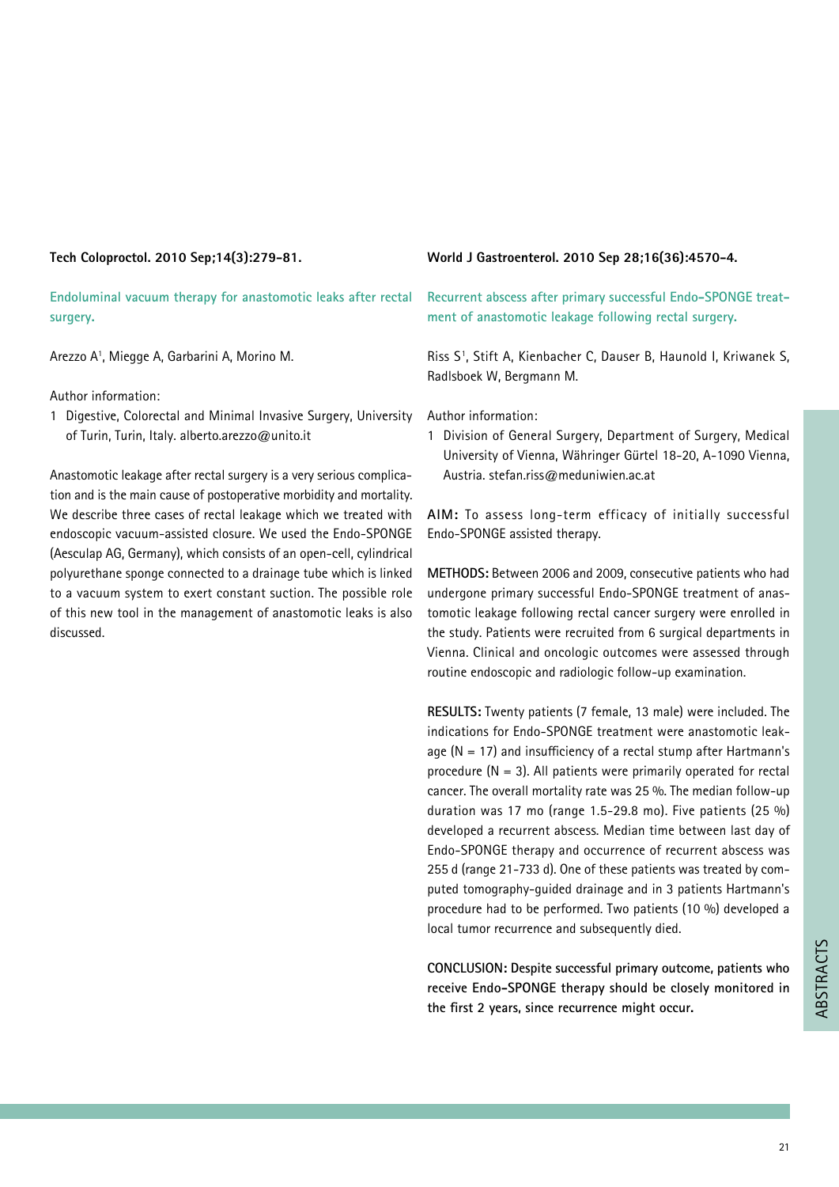**Tech Coloproctol. 2010 Sep;14(3):279-81.**

## Endoluminal vacuum therapy for anastomotic leaks after rectal surgery.

Arezzo A[1], Miegge A, Garbarini A, Morino M.

Author information:

1 Digestive, Colorectal and Minimal Invasive Surgery, University of Turin, Turin, Italy. alberto.arezzo@unito.it

Anastomotic leakage after rectal surgery is a very serious complication and is the main cause of postoperative morbidity and mortality. We describe three cases of rectal leakage which we treated with endoscopic vacuum-assisted closure. We used the Endo-SPONGE (Aesculap AG, Germany), which consists of an open-cell, cylindrical polyurethane sponge connected to a drainage tube which is linked to a vacuum system to exert constant suction. The possible role of this new tool in the management of anastomotic leaks is also discussed.

**World J Gastroenterol. 2010 Sep 28;16(36):4570-4.**

## Recurrent abscess after primary successful Endo-SPONGE treatment of anastomotic leakage following rectal surgery.

Riss S[1], Stift A, Kienbacher C, Dauser B, Haunold I, Kriwanek S, Radlsboek W, Bergmann M.

Author information:

1 Division of General Surgery, Department of Surgery, Medical University of Vienna, Währinger Gürtel 18-20, A-1090 Vienna, Austria. stefan.riss@meduniwien.ac.at

**AIM:** To assess long-term efficacy of initially successful Endo-SPONGE assisted therapy.

**METHODS:** Between 2006 and 2009, consecutive patients who had undergone primary successful Endo-SPONGE treatment of anastomotic leakage following rectal cancer surgery were enrolled in the study. Patients were recruited from 6 surgical departments in Vienna. Clinical and oncologic outcomes were assessed through routine endoscopic and radiologic follow-up examination.

**RESULTS:** Twenty patients (7 female, 13 male) were included. The indications for Endo-SPONGE treatment were anastomotic leakage (N = 17) and insufficiency of a rectal stump after Hartmann's procedure (N = 3). All patients were primarily operated for rectal cancer. The overall mortality rate was 25 %. The median follow-up duration was 17 mo (range 1.5-29.8 mo). Five patients (25 %) developed a recurrent abscess. Median time between last day of Endo-SPONGE therapy and occurrence of recurrent abscess was 255 d (range 21-733 d). One of these patients was treated by computed tomography-guided drainage and in 3 patients Hartmann's procedure had to be performed. Two patients (10 %) developed a local tumor recurrence and subsequently died.

**CONCLUSION: Despite successful primary outcome, patients who receive Endo-SPONGE therapy should be closely monitored in the first 2 years, since recurrence might occur.**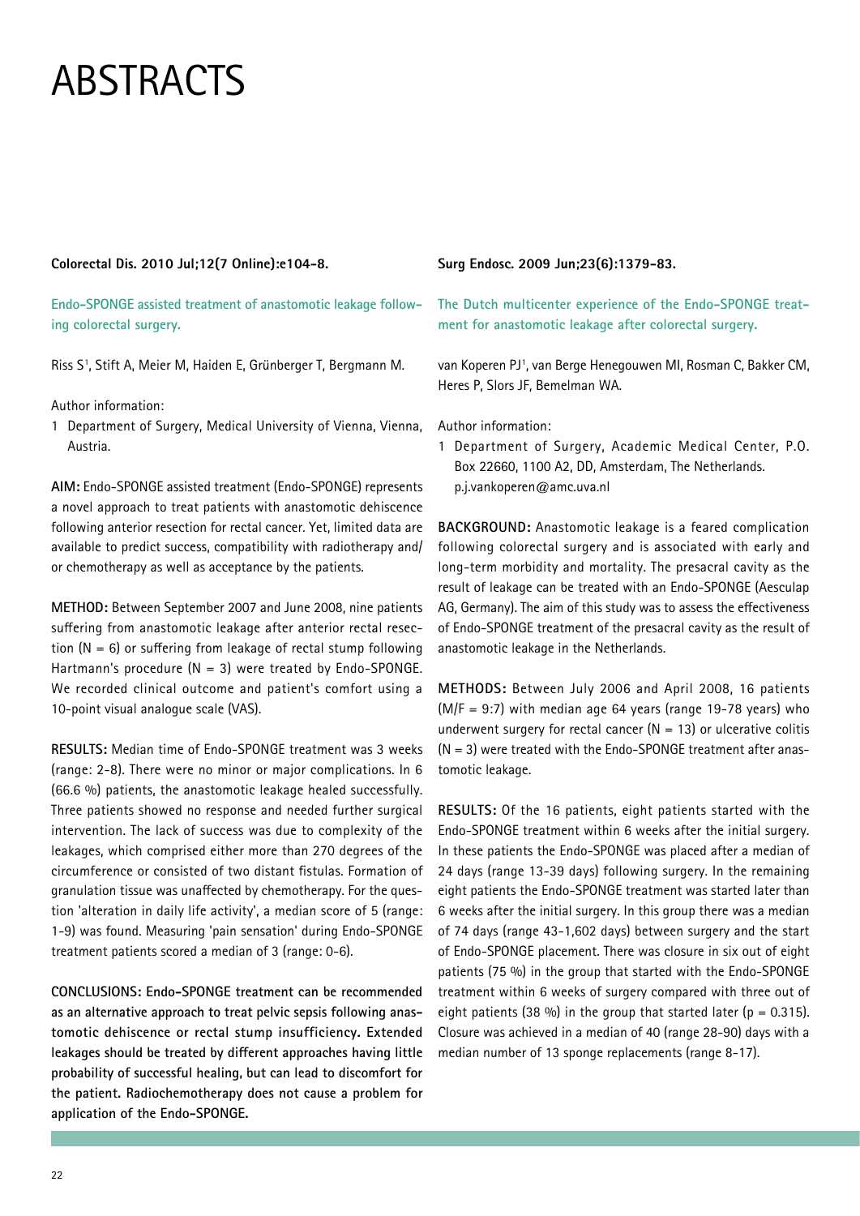# ABSTRACTS

**Colorectal Dis. 2010 Jul;12(7 Online):e104-8.**

## Endo-SPONGE assisted treatment of anastomotic leakage following colorectal surgery.

Riss S[1], Stift A, Meier M, Haiden E, Grünberger T, Bergmann M.

Author information:

1 Department of Surgery, Medical University of Vienna, Vienna, Austria.

**AIM:** Endo-SPONGE assisted treatment (Endo-SPONGE) represents a novel approach to treat patients with anastomotic dehiscence following anterior resection for rectal cancer. Yet, limited data are available to predict success, compatibility with radiotherapy and/or chemotherapy as well as acceptance by the patients.

**METHOD:** Between September 2007 and June 2008, nine patients suffering from anastomotic leakage after anterior rectal resection (N = 6) or suffering from leakage of rectal stump following Hartmann's procedure (N = 3) were treated by Endo-SPONGE. We recorded clinical outcome and patient's comfort using a 10-point visual analogue scale (VAS).

**RESULTS:** Median time of Endo-SPONGE treatment was 3 weeks (range: 2-8). There were no minor or major complications. In 6 (66.6 %) patients, the anastomotic leakage healed successfully. Three patients showed no response and needed further surgical intervention. The lack of success was due to complexity of the leakages, which comprised either more than 270 degrees of the circumference or consisted of two distant fistulas. Formation of granulation tissue was unaffected by chemotherapy. For the question 'alteration in daily life activity', a median score of 5 (range: 1-9) was found. Measuring 'pain sensation' during Endo-SPONGE treatment patients scored a median of 3 (range: 0-6).

**CONCLUSIONS: Endo-SPONGE treatment can be recommended as an alternative approach to treat pelvic sepsis following anastomotic dehiscence or rectal stump insufficiency. Extended leakages should be treated by different approaches having little probability of successful healing, but can lead to discomfort for the patient. Radiochemotherapy does not cause a problem for application of the Endo-SPONGE.**

**Surg Endosc. 2009 Jun;23(6):1379-83.**

## The Dutch multicenter experience of the Endo-SPONGE treatment for anastomotic leakage after colorectal surgery.

van Koperen PJ[1], van Berge Henegouwen MI, Rosman C, Bakker CM, Heres P, Slors JF, Bemelman WA.

Author information:

1 Department of Surgery, Academic Medical Center, P.O. Box 22660, 1100 A2, DD, Amsterdam, The Netherlands. p.j.vankoperen@amc.uva.nl

**BACKGROUND:** Anastomotic leakage is a feared complication following colorectal surgery and is associated with early and long-term morbidity and mortality. The presacral cavity as the result of leakage can be treated with an Endo-SPONGE (Aesculap AG, Germany). The aim of this study was to assess the effectiveness of Endo-SPONGE treatment of the presacral cavity as the result of anastomotic leakage in the Netherlands.

**METHODS:** Between July 2006 and April 2008, 16 patients (M/F = 9:7) with median age 64 years (range 19-78 years) who underwent surgery for rectal cancer (N = 13) or ulcerative colitis (N = 3) were treated with the Endo-SPONGE treatment after anastomotic leakage.

**RESULTS:** Of the 16 patients, eight patients started with the Endo-SPONGE treatment within 6 weeks after the initial surgery. In these patients the Endo-SPONGE was placed after a median of 24 days (range 13-39 days) following surgery. In the remaining eight patients the Endo-SPONGE treatment was started later than 6 weeks after the initial surgery. In this group there was a median of 74 days (range 43-1,602 days) between surgery and the start of Endo-SPONGE placement. There was closure in six out of eight patients (75 %) in the group that started with the Endo-SPONGE treatment within 6 weeks of surgery compared with three out of eight patients (38 %) in the group that started later ($p = 0.315$). Closure was achieved in a median of 40 (range 28-90) days with a median number of 13 sponge replacements (range 8-17).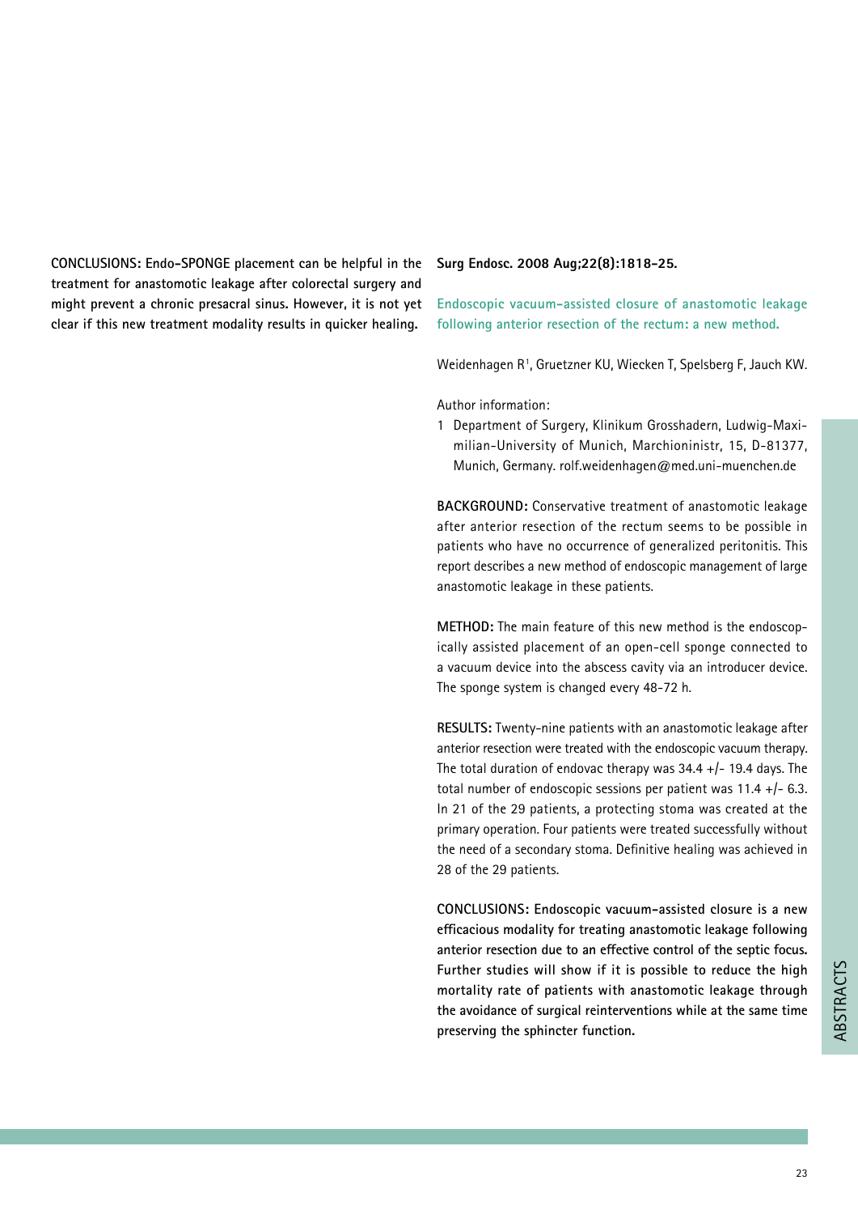**CONCLUSIONS: Endo-SPONGE placement can be helpful in the treatment for anastomotic leakage after colorectal surgery and might prevent a chronic presacral sinus. However, it is not yet clear if this new treatment modality results in quicker healing.**

**Surg Endosc. 2008 Aug;22(8):1818-25.**

## Endoscopic vacuum-assisted closure of anastomotic leakage following anterior resection of the rectum: a new method.

Weidenhagen R[1], Gruetzner KU, Wiecken T, Spelsberg F, Jauch KW.

Author information:

1 Department of Surgery, Klinikum Grosshadern, Ludwig-Maximilian-University of Munich, Marchioninistr, 15, D-81377, Munich, Germany. rolf.weidenhagen@med.uni-muenchen.de

**BACKGROUND:** Conservative treatment of anastomotic leakage after anterior resection of the rectum seems to be possible in patients who have no occurrence of generalized peritonitis. This report describes a new method of endoscopic management of large anastomotic leakage in these patients.

**METHOD:** The main feature of this new method is the endoscopically assisted placement of an open-cell sponge connected to a vacuum device into the abscess cavity via an introducer device. The sponge system is changed every 48-72 h.

**RESULTS:** Twenty-nine patients with an anastomotic leakage after anterior resection were treated with the endoscopic vacuum therapy. The total duration of endovac therapy was 34.4 +/- 19.4 days. The total number of endoscopic sessions per patient was 11.4 +/- 6.3. In 21 of the 29 patients, a protecting stoma was created at the primary operation. Four patients were treated successfully without the need of a secondary stoma. Definitive healing was achieved in 28 of the 29 patients.

**CONCLUSIONS: Endoscopic vacuum-assisted closure is a new efficacious modality for treating anastomotic leakage following anterior resection due to an effective control of the septic focus. Further studies will show if it is possible to reduce the high mortality rate of patients with anastomotic leakage through the avoidance of surgical reinterventions while at the same time preserving the sphincter function.**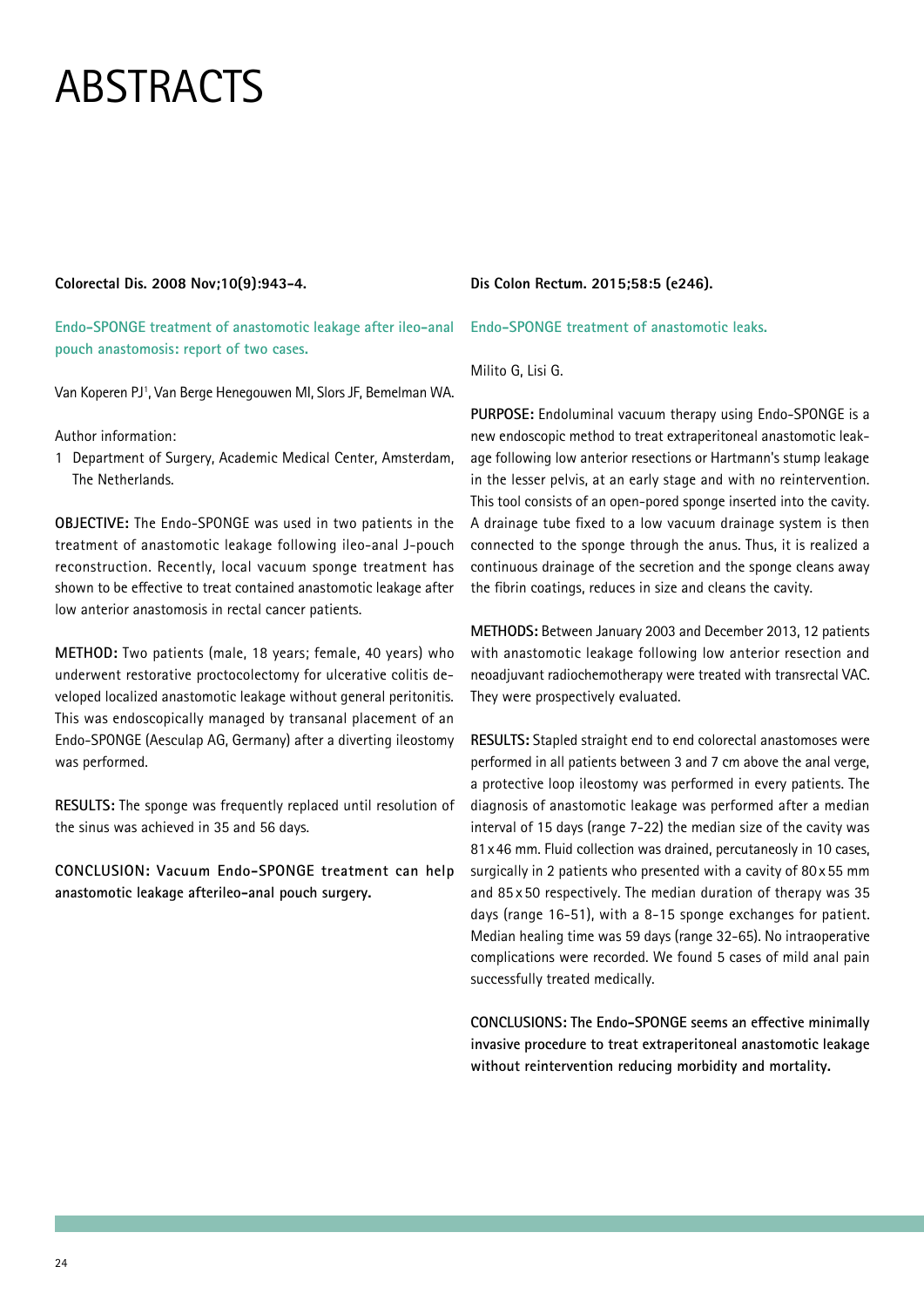# ABSTRACTS

**Colorectal Dis. 2008 Nov;10(9):943-4.**

## Endo-SPONGE treatment of anastomotic leakage after ileo-anal pouch anastomosis: report of two cases.

Van Koperen PJ[1], Van Berge Henegouwen MI, Slors JF, Bemelman WA.

Author information:

1 Department of Surgery, Academic Medical Center, Amsterdam, The Netherlands.

**OBJECTIVE:** The Endo-SPONGE was used in two patients in the treatment of anastomotic leakage following ileo-anal J-pouch reconstruction. Recently, local vacuum sponge treatment has shown to be effective to treat contained anastomotic leakage after low anterior anastomosis in rectal cancer patients.

**METHOD:** Two patients (male, 18 years; female, 40 years) who underwent restorative proctocolectomy for ulcerative colitis developed localized anastomotic leakage without general peritonitis. This was endoscopically managed by transanal placement of an Endo-SPONGE (Aesculap AG, Germany) after a diverting ileostomy was performed.

**RESULTS:** The sponge was frequently replaced until resolution of the sinus was achieved in 35 and 56 days.

**CONCLUSION: Vacuum Endo-SPONGE treatment can help anastomotic leakage afterileo-anal pouch surgery.**

**Dis Colon Rectum. 2015;58:5 (e246).**

## Endo-SPONGE treatment of anastomotic leaks.

Milito G, Lisi G.

**PURPOSE:** Endoluminal vacuum therapy using Endo-SPONGE is a new endoscopic method to treat extraperitoneal anastomotic leakage following low anterior resections or Hartmann's stump leakage in the lesser pelvis, at an early stage and with no reintervention. This tool consists of an open-pored sponge inserted into the cavity. A drainage tube fixed to a low vacuum drainage system is then connected to the sponge through the anus. Thus, it is realized a continuous drainage of the secretion and the sponge cleans away the fibrin coatings, reduces in size and cleans the cavity.

**METHODS:** Between January 2003 and December 2013, 12 patients with anastomotic leakage following low anterior resection and neoadjuvant radiochemotherapy were treated with transrectal VAC. They were prospectively evaluated.

**RESULTS:** Stapled straight end to end colorectal anastomoses were performed in all patients between 3 and 7 cm above the anal verge, a protective loop ileostomy was performed in every patients. The diagnosis of anastomotic leakage was performed after a median interval of 15 days (range 7-22) the median size of the cavity was 81 x 46 mm. Fluid collection was drained, percutaneosly in 10 cases, surgically in 2 patients who presented with a cavity of 80 x 55 mm and 85 x 50 respectively. The median duration of therapy was 35 days (range 16-51), with a 8-15 sponge exchanges for patient. Median healing time was 59 days (range 32-65). No intraoperative complications were recorded. We found 5 cases of mild anal pain successfully treated medically.

**CONCLUSIONS: The Endo-SPONGE seems an effective minimally invasive procedure to treat extraperitoneal anastomotic leakage without reintervention reducing morbidity and mortality.**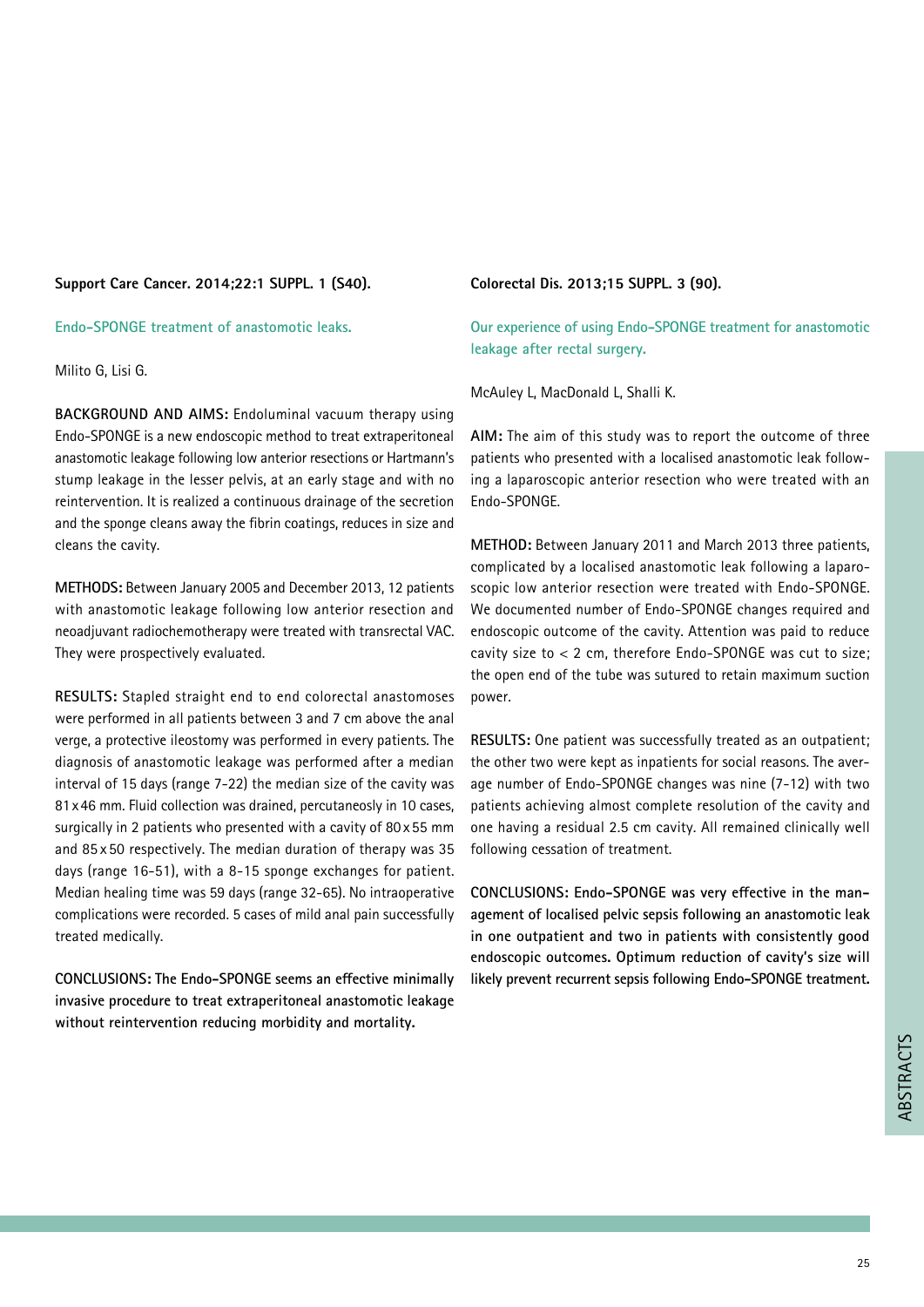**Support Care Cancer. 2014;22:1 SUPPL. 1 (S40).**

## Endo-SPONGE treatment of anastomotic leaks.

Milito G, Lisi G.

**BACKGROUND AND AIMS:** Endoluminal vacuum therapy using Endo-SPONGE is a new endoscopic method to treat extraperitoneal anastomotic leakage following low anterior resections or Hartmann's stump leakage in the lesser pelvis, at an early stage and with no reintervention. It is realized a continuous drainage of the secretion and the sponge cleans away the fibrin coatings, reduces in size and cleans the cavity.

**METHODS:** Between January 2005 and December 2013, 12 patients with anastomotic leakage following low anterior resection and neoadjuvant radiochemotherapy were treated with transrectal VAC. They were prospectively evaluated.

**RESULTS:** Stapled straight end to end colorectal anastomoses were performed in all patients between 3 and 7 cm above the anal verge, a protective ileostomy was performed in every patients. The diagnosis of anastomotic leakage was performed after a median interval of 15 days (range 7-22) the median size of the cavity was 81 x 46 mm. Fluid collection was drained, percutaneosly in 10 cases, surgically in 2 patients who presented with a cavity of 80 x 55 mm and 85 x 50 respectively. The median duration of therapy was 35 days (range 16-51), with a 8-15 sponge exchanges for patient. Median healing time was 59 days (range 32-65). No intraoperative complications were recorded. 5 cases of mild anal pain successfully treated medically.

**CONCLUSIONS: The Endo-SPONGE seems an effective minimally invasive procedure to treat extraperitoneal anastomotic leakage without reintervention reducing morbidity and mortality.**

**Colorectal Dis. 2013;15 SUPPL. 3 (90).**

## Our experience of using Endo-SPONGE treatment for anastomotic leakage after rectal surgery.

McAuley L, MacDonald L, Shalli K.

**AIM:** The aim of this study was to report the outcome of three patients who presented with a localised anastomotic leak following a laparoscopic anterior resection who were treated with an Endo-SPONGE.

**METHOD:** Between January 2011 and March 2013 three patients, complicated by a localised anastomotic leak following a laparoscopic low anterior resection were treated with Endo-SPONGE. We documented number of Endo-SPONGE changes required and endoscopic outcome of the cavity. Attention was paid to reduce cavity size to < 2 cm, therefore Endo-SPONGE was cut to size; the open end of the tube was sutured to retain maximum suction power.

**RESULTS:** One patient was successfully treated as an outpatient; the other two were kept as inpatients for social reasons. The average number of Endo-SPONGE changes was nine (7-12) with two patients achieving almost complete resolution of the cavity and one having a residual 2.5 cm cavity. All remained clinically well following cessation of treatment.

**CONCLUSIONS: Endo-SPONGE was very effective in the management of localised pelvic sepsis following an anastomotic leak in one outpatient and two in patients with consistently good endoscopic outcomes. Optimum reduction of cavity's size will likely prevent recurrent sepsis following Endo-SPONGE treatment.**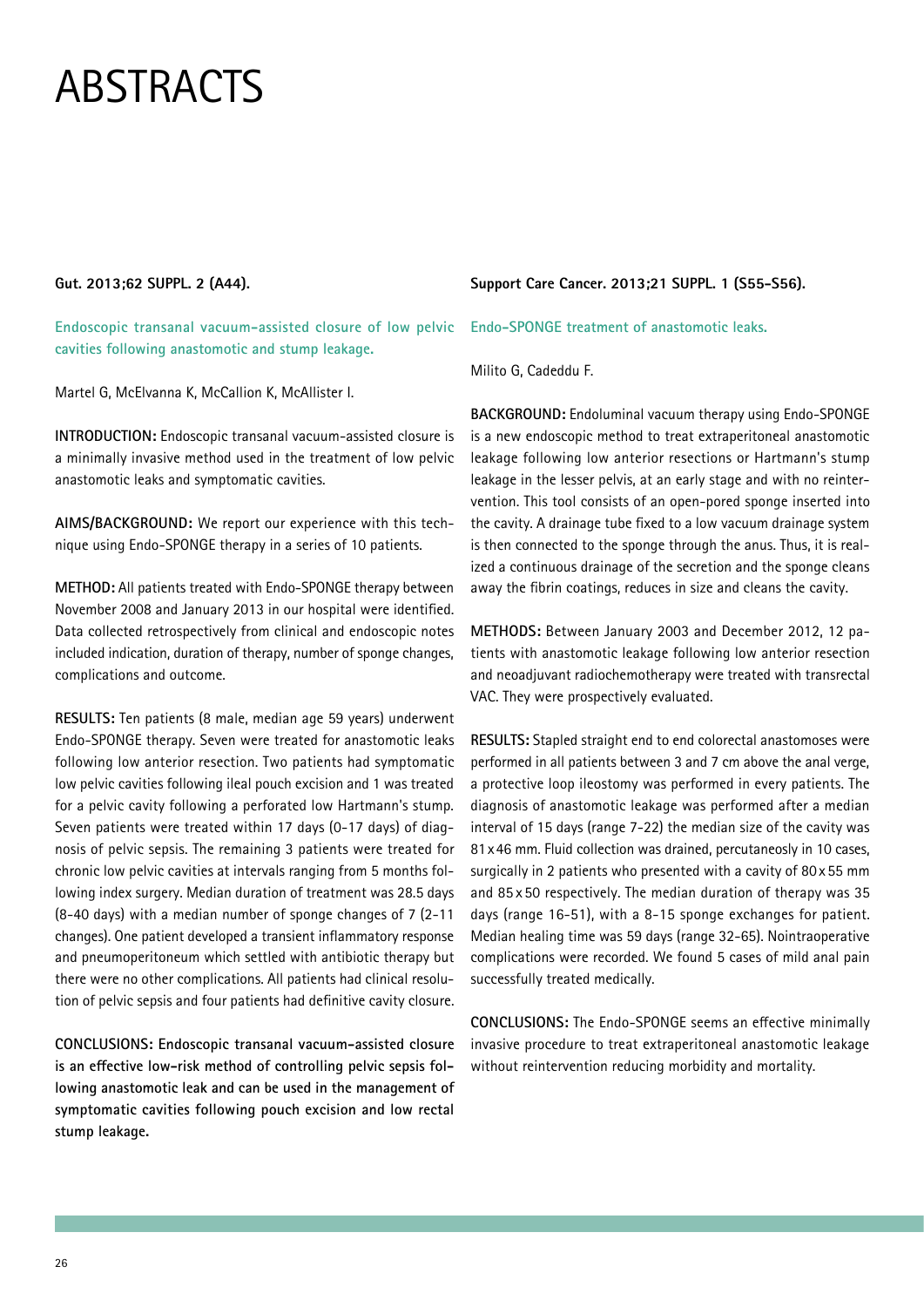# ABSTRACTS

**Gut. 2013;62 SUPPL. 2 (A44).**

## Endoscopic transanal vacuum-assisted closure of low pelvic cavities following anastomotic and stump leakage.

Martel G, McElvanna K, McCallion K, McAllister I.

**INTRODUCTION:** Endoscopic transanal vacuum-assisted closure is a minimally invasive method used in the treatment of low pelvic anastomotic leaks and symptomatic cavities.

**AIMS/BACKGROUND:** We report our experience with this technique using Endo-SPONGE therapy in a series of 10 patients.

**METHOD:** All patients treated with Endo-SPONGE therapy between November 2008 and January 2013 in our hospital were identified. Data collected retrospectively from clinical and endoscopic notes included indication, duration of therapy, number of sponge changes, complications and outcome.

**RESULTS:** Ten patients (8 male, median age 59 years) underwent Endo-SPONGE therapy. Seven were treated for anastomotic leaks following low anterior resection. Two patients had symptomatic low pelvic cavities following ileal pouch excision and 1 was treated for a pelvic cavity following a perforated low Hartmann's stump. Seven patients were treated within 17 days (0-17 days) of diagnosis of pelvic sepsis. The remaining 3 patients were treated for chronic low pelvic cavities at intervals ranging from 5 months following index surgery. Median duration of treatment was 28.5 days (8-40 days) with a median number of sponge changes of 7 (2-11 changes). One patient developed a transient inflammatory response and pneumoperitoneum which settled with antibiotic therapy but there were no other complications. All patients had clinical resolution of pelvic sepsis and four patients had definitive cavity closure.

**CONCLUSIONS: Endoscopic transanal vacuum-assisted closure is an effective low-risk method of controlling pelvic sepsis following anastomotic leak and can be used in the management of symptomatic cavities following pouch excision and low rectal stump leakage.**

**Support Care Cancer. 2013;21 SUPPL. 1 (S55-S56).**

## Endo-SPONGE treatment of anastomotic leaks.

Milito G, Cadeddu F.

**BACKGROUND:** Endoluminal vacuum therapy using Endo-SPONGE is a new endoscopic method to treat extraperitoneal anastomotic leakage following low anterior resections or Hartmann's stump leakage in the lesser pelvis, at an early stage and with no reintervention. This tool consists of an open-pored sponge inserted into the cavity. A drainage tube fixed to a low vacuum drainage system is then connected to the sponge through the anus. Thus, it is realized a continuous drainage of the secretion and the sponge cleans away the fibrin coatings, reduces in size and cleans the cavity.

**METHODS:** Between January 2003 and December 2012, 12 patients with anastomotic leakage following low anterior resection and neoadjuvant radiochemotherapy were treated with transrectal VAC. They were prospectively evaluated.

**RESULTS:** Stapled straight end to end colorectal anastomoses were performed in all patients between 3 and 7 cm above the anal verge, a protective loop ileostomy was performed in every patients. The diagnosis of anastomotic leakage was performed after a median interval of 15 days (range 7-22) the median size of the cavity was 81 x 46 mm. Fluid collection was drained, percutaneosly in 10 cases, surgically in 2 patients who presented with a cavity of 80 x 55 mm and 85 x 50 respectively. The median duration of therapy was 35 days (range 16-51), with a 8-15 sponge exchanges for patient. Median healing time was 59 days (range 32-65). Nointraoperative complications were recorded. We found 5 cases of mild anal pain successfully treated medically.

**CONCLUSIONS:** The Endo-SPONGE seems an effective minimally invasive procedure to treat extraperitoneal anastomotic leakage without reintervention reducing morbidity and mortality.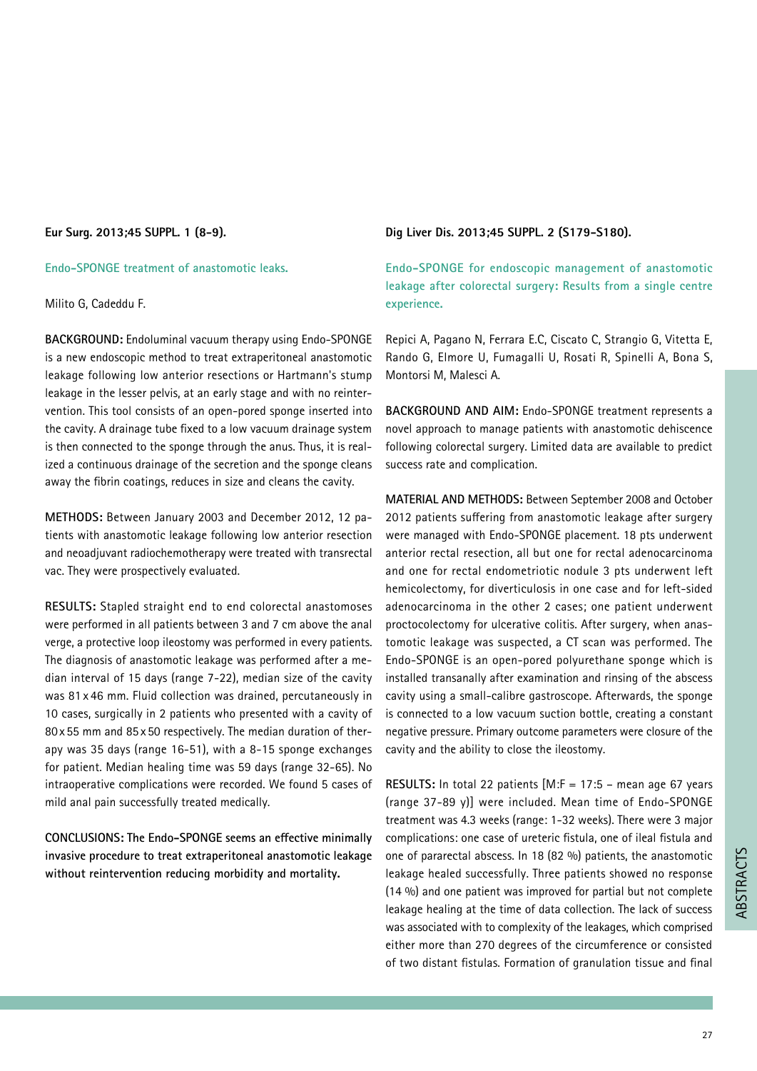**Eur Surg. 2013;45 SUPPL. 1 (8-9).**

## Endo-SPONGE treatment of anastomotic leaks.

Milito G, Cadeddu F.

**BACKGROUND:** Endoluminal vacuum therapy using Endo-SPONGE is a new endoscopic method to treat extraperitoneal anastomotic leakage following low anterior resections or Hartmann's stump leakage in the lesser pelvis, at an early stage and with no reintervention. This tool consists of an open-pored sponge inserted into the cavity. A drainage tube fixed to a low vacuum drainage system is then connected to the sponge through the anus. Thus, it is realized a continuous drainage of the secretion and the sponge cleans away the fibrin coatings, reduces in size and cleans the cavity.

**METHODS:** Between January 2003 and December 2012, 12 patients with anastomotic leakage following low anterior resection and neoadjuvant radiochemotherapy were treated with transrectal vac. They were prospectively evaluated.

**RESULTS:** Stapled straight end to end colorectal anastomoses were performed in all patients between 3 and 7 cm above the anal verge, a protective loop ileostomy was performed in every patients. The diagnosis of anastomotic leakage was performed after a median interval of 15 days (range 7-22), median size of the cavity was 81 x 46 mm. Fluid collection was drained, percutaneously in 10 cases, surgically in 2 patients who presented with a cavity of 80 x 55 mm and 85 x 50 respectively. The median duration of therapy was 35 days (range 16-51), with a 8-15 sponge exchanges for patient. Median healing time was 59 days (range 32-65). No intraoperative complications were recorded. We found 5 cases of mild anal pain successfully treated medically.

**CONCLUSIONS: The Endo-SPONGE seems an effective minimally invasive procedure to treat extraperitoneal anastomotic leakage without reintervention reducing morbidity and mortality.**

**Dig Liver Dis. 2013;45 SUPPL. 2 (S179-S180).**

## Endo-SPONGE for endoscopic management of anastomotic leakage after colorectal surgery: Results from a single centre experience.

Repici A, Pagano N, Ferrara E.C, Ciscato C, Strangio G, Vitetta E, Rando G, Elmore U, Fumagalli U, Rosati R, Spinelli A, Bona S, Montorsi M, Malesci A.

**BACKGROUND AND AIM:** Endo-SPONGE treatment represents a novel approach to manage patients with anastomotic dehiscence following colorectal surgery. Limited data are available to predict success rate and complication.

**MATERIAL AND METHODS:** Between September 2008 and October 2012 patients suffering from anastomotic leakage after surgery were managed with Endo-SPONGE placement. 18 pts underwent anterior rectal resection, all but one for rectal adenocarcinoma and one for rectal endometriotic nodule 3 pts underwent left hemicolectomy, for diverticulosis in one case and for left-sided adenocarcinoma in the other 2 cases; one patient underwent proctocolectomy for ulcerative colitis. After surgery, when anastomotic leakage was suspected, a CT scan was performed. The Endo-SPONGE is an open-pored polyurethane sponge which is installed transanally after examination and rinsing of the abscess cavity using a small-calibre gastroscope. Afterwards, the sponge is connected to a low vacuum suction bottle, creating a constant negative pressure. Primary outcome parameters were closure of the cavity and the ability to close the ileostomy.

**RESULTS:** In total 22 patients [M:F = 17:5 – mean age 67 years (range 37-89 y)] were included. Mean time of Endo-SPONGE treatment was 4.3 weeks (range: 1-32 weeks). There were 3 major complications: one case of ureteric fistula, one of ileal fistula and one of pararectal abscess. In 18 (82 %) patients, the anastomotic leakage healed successfully. Three patients showed no response (14 %) and one patient was improved for partial but not complete leakage healing at the time of data collection. The lack of success was associated with to complexity of the leakages, which comprised either more than 270 degrees of the circumference or consisted of two distant fistulas. Formation of granulation tissue and final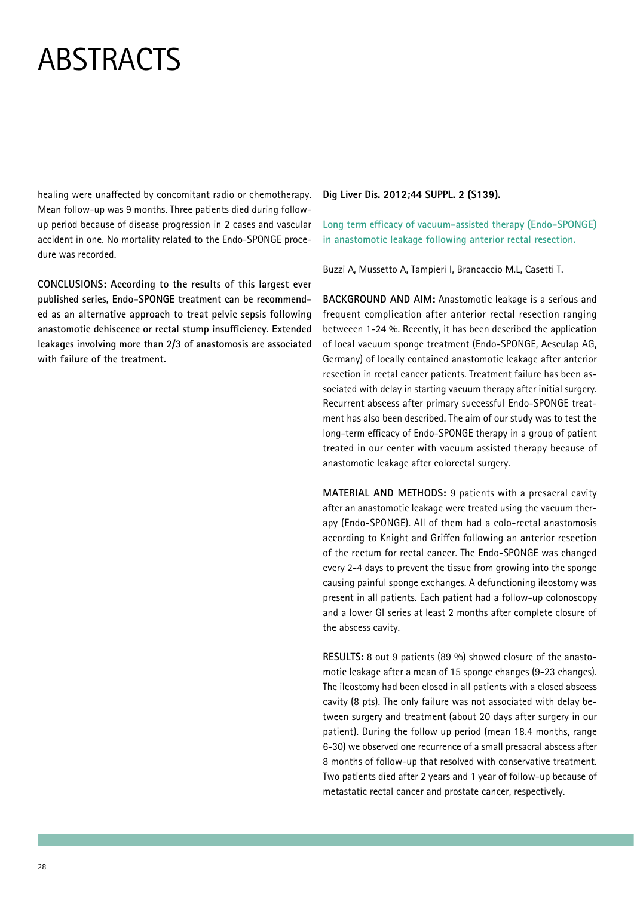# ABSTRACTS

healing were unaffected by concomitant radio or chemotherapy. Mean follow-up was 9 months. Three patients died during follow-up period because of disease progression in 2 cases and vascular accident in one. No mortality related to the Endo-SPONGE procedure was recorded.

**CONCLUSIONS: According to the results of this largest ever published series, Endo-SPONGE treatment can be recommended as an alternative approach to treat pelvic sepsis following anastomotic dehiscence or rectal stump insufficiency. Extended leakages involving more than 2/3 of anastomosis are associated with failure of the treatment.**

**Dig Liver Dis. 2012;44 SUPPL. 2 (S139).**

## Long term efficacy of vacuum-assisted therapy (Endo-SPONGE) in anastomotic leakage following anterior rectal resection.

Buzzi A, Mussetto A, Tampieri I, Brancaccio M.L, Casetti T.

**BACKGROUND AND AIM:** Anastomotic leakage is a serious and frequent complication after anterior rectal resection ranging betweeen 1-24 %. Recently, it has been described the application of local vacuum sponge treatment (Endo-SPONGE, Aesculap AG, Germany) of locally contained anastomotic leakage after anterior resection in rectal cancer patients. Treatment failure has been associated with delay in starting vacuum therapy after initial surgery. Recurrent abscess after primary successful Endo-SPONGE treatment has also been described. The aim of our study was to test the long-term efficacy of Endo-SPONGE therapy in a group of patient treated in our center with vacuum assisted therapy because of anastomotic leakage after colorectal surgery.

**MATERIAL AND METHODS:** 9 patients with a presacral cavity after an anastomotic leakage were treated using the vacuum therapy (Endo-SPONGE). All of them had a colo-rectal anastomosis according to Knight and Griffen following an anterior resection of the rectum for rectal cancer. The Endo-SPONGE was changed every 2-4 days to prevent the tissue from growing into the sponge causing painful sponge exchanges. A defunctioning ileostomy was present in all patients. Each patient had a follow-up colonoscopy and a lower GI series at least 2 months after complete closure of the abscess cavity.

**RESULTS:** 8 out 9 patients (89 %) showed closure of the anastomotic leakage after a mean of 15 sponge changes (9-23 changes). The ileostomy had been closed in all patients with a closed abscess cavity (8 pts). The only failure was not associated with delay between surgery and treatment (about 20 days after surgery in our patient). During the follow up period (mean 18.4 months, range 6-30) we observed one recurrence of a small presacral abscess after 8 months of follow-up that resolved with conservative treatment. Two patients died after 2 years and 1 year of follow-up because of metastatic rectal cancer and prostate cancer, respectively.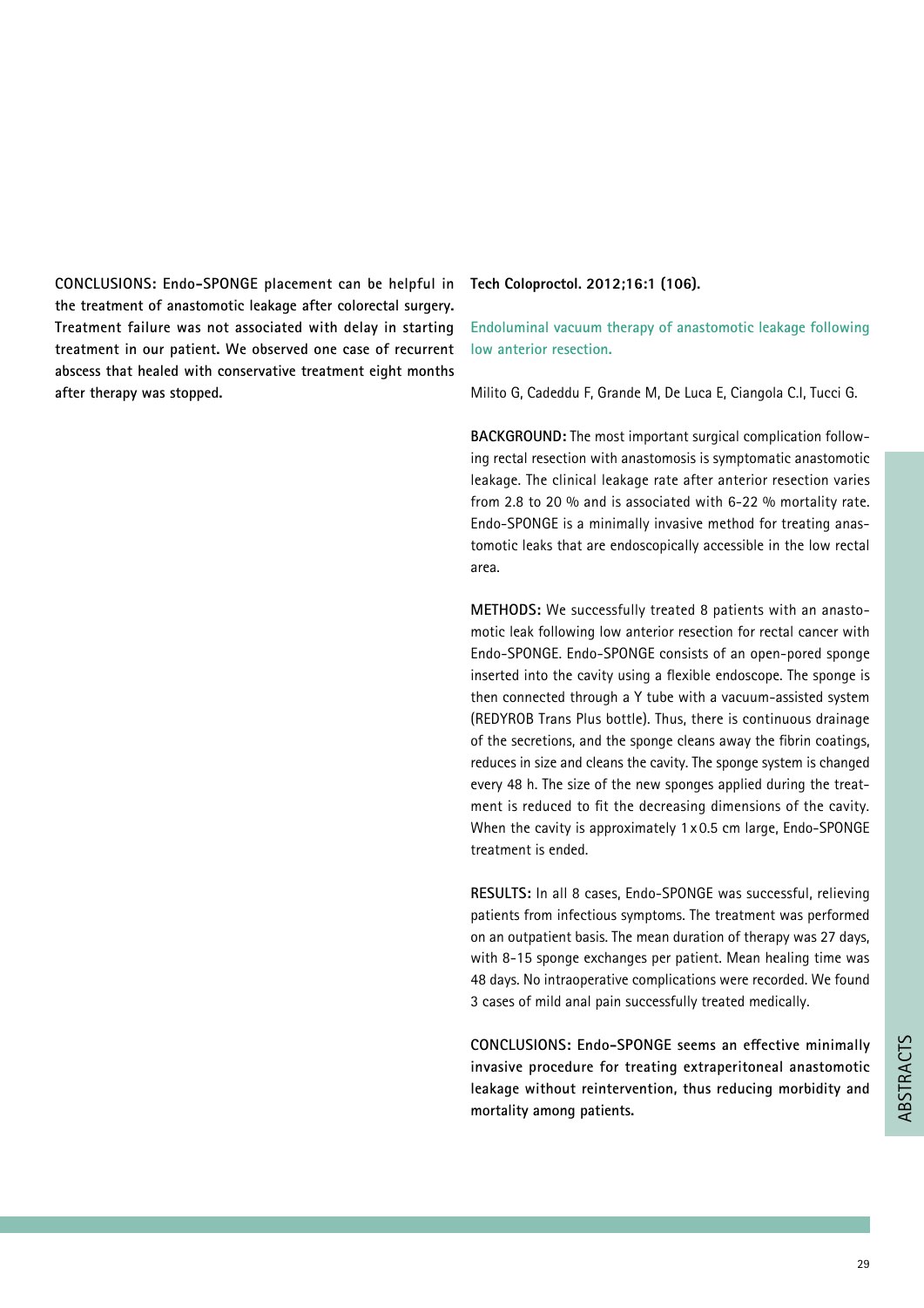**CONCLUSIONS: Endo-SPONGE placement can be helpful in the treatment of anastomotic leakage after colorectal surgery. Treatment failure was not associated with delay in starting treatment in our patient. We observed one case of recurrent abscess that healed with conservative treatment eight months after therapy was stopped.**

**Tech Coloproctol. 2012;16:1 (106).**

## Endoluminal vacuum therapy of anastomotic leakage following low anterior resection.

Milito G, Cadeddu F, Grande M, De Luca E, Ciangola C.I, Tucci G.

**BACKGROUND:** The most important surgical complication following rectal resection with anastomosis is symptomatic anastomotic leakage. The clinical leakage rate after anterior resection varies from 2.8 to 20 % and is associated with 6-22 % mortality rate. Endo-SPONGE is a minimally invasive method for treating anastomotic leaks that are endoscopically accessible in the low rectal area.

**METHODS:** We successfully treated 8 patients with an anastomotic leak following low anterior resection for rectal cancer with Endo-SPONGE. Endo-SPONGE consists of an open-pored sponge inserted into the cavity using a flexible endoscope. The sponge is then connected through a Y tube with a vacuum-assisted system (REDYROB Trans Plus bottle). Thus, there is continuous drainage of the secretions, and the sponge cleans away the fibrin coatings, reduces in size and cleans the cavity. The sponge system is changed every 48 h. The size of the new sponges applied during the treatment is reduced to fit the decreasing dimensions of the cavity. When the cavity is approximately 1 x 0.5 cm large, Endo-SPONGE treatment is ended.

**RESULTS:** In all 8 cases, Endo-SPONGE was successful, relieving patients from infectious symptoms. The treatment was performed on an outpatient basis. The mean duration of therapy was 27 days, with 8-15 sponge exchanges per patient. Mean healing time was 48 days. No intraoperative complications were recorded. We found 3 cases of mild anal pain successfully treated medically.

**CONCLUSIONS: Endo-SPONGE seems an effective minimally invasive procedure for treating extraperitoneal anastomotic leakage without reintervention, thus reducing morbidity and mortality among patients.**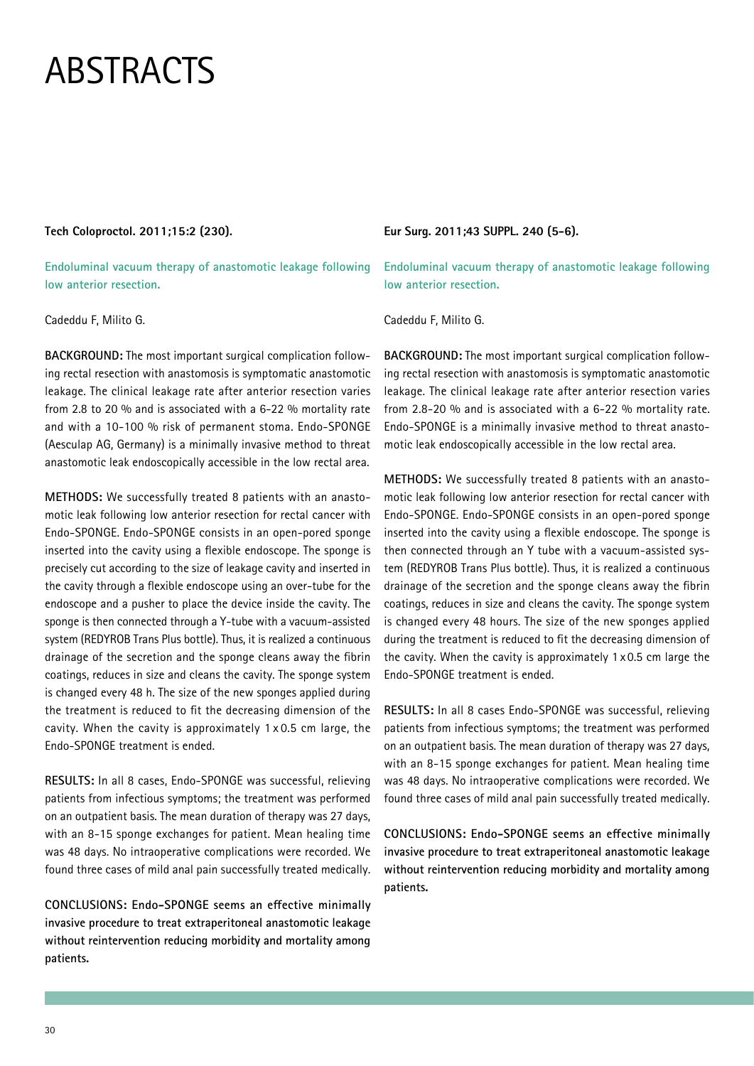# ABSTRACTS

**Tech Coloproctol. 2011;15:2 (230).**

### Endoluminal vacuum therapy of anastomotic leakage following low anterior resection.

Cadeddu F, Milito G.

**BACKGROUND:** The most important surgical complication following rectal resection with anastomosis is symptomatic anastomotic leakage. The clinical leakage rate after anterior resection varies from 2.8 to 20 % and is associated with a 6-22 % mortality rate and with a 10-100 % risk of permanent stoma. Endo-SPONGE (Aesculap AG, Germany) is a minimally invasive method to threat anastomotic leak endoscopically accessible in the low rectal area.

**METHODS:** We successfully treated 8 patients with an anastomotic leak following low anterior resection for rectal cancer with Endo-SPONGE. Endo-SPONGE consists in an open-pored sponge inserted into the cavity using a flexible endoscope. The sponge is precisely cut according to the size of leakage cavity and inserted in the cavity through a flexible endoscope using an over-tube for the endoscope and a pusher to place the device inside the cavity. The sponge is then connected through a Y-tube with a vacuum-assisted system (REDYROB Trans Plus bottle). Thus, it is realized a continuous drainage of the secretion and the sponge cleans away the fibrin coatings, reduces in size and cleans the cavity. The sponge system is changed every 48 h. The size of the new sponges applied during the treatment is reduced to fit the decreasing dimension of the cavity. When the cavity is approximately 1 x 0.5 cm large, the Endo-SPONGE treatment is ended.

**RESULTS:** In all 8 cases, Endo-SPONGE was successful, relieving patients from infectious symptoms; the treatment was performed on an outpatient basis. The mean duration of therapy was 27 days, with an 8-15 sponge exchanges for patient. Mean healing time was 48 days. No intraoperative complications were recorded. We found three cases of mild anal pain successfully treated medically.

**CONCLUSIONS: Endo-SPONGE seems an effective minimally invasive procedure to treat extraperitoneal anastomotic leakage without reintervention reducing morbidity and mortality among patients.**

**Eur Surg. 2011;43 SUPPL. 240 (5-6).**

### Endoluminal vacuum therapy of anastomotic leakage following low anterior resection.

Cadeddu F, Milito G.

**BACKGROUND:** The most important surgical complication following rectal resection with anastomosis is symptomatic anastomotic leakage. The clinical leakage rate after anterior resection varies from 2.8-20 % and is associated with a 6-22 % mortality rate. Endo-SPONGE is a minimally invasive method to threat anastomotic leak endoscopically accessible in the low rectal area.

**METHODS:** We successfully treated 8 patients with an anastomotic leak following low anterior resection for rectal cancer with Endo-SPONGE. Endo-SPONGE consists in an open-pored sponge inserted into the cavity using a flexible endoscope. The sponge is then connected through an Y tube with a vacuum-assisted system (REDYROB Trans Plus bottle). Thus, it is realized a continuous drainage of the secretion and the sponge cleans away the fibrin coatings, reduces in size and cleans the cavity. The sponge system is changed every 48 hours. The size of the new sponges applied during the treatment is reduced to fit the decreasing dimension of the cavity. When the cavity is approximately 1 x 0.5 cm large the Endo-SPONGE treatment is ended.

**RESULTS:** In all 8 cases Endo-SPONGE was successful, relieving patients from infectious symptoms; the treatment was performed on an outpatient basis. The mean duration of therapy was 27 days, with an 8-15 sponge exchanges for patient. Mean healing time was 48 days. No intraoperative complications were recorded. We found three cases of mild anal pain successfully treated medically.

**CONCLUSIONS: Endo-SPONGE seems an effective minimally invasive procedure to treat extraperitoneal anastomotic leakage without reintervention reducing morbidity and mortality among patients.**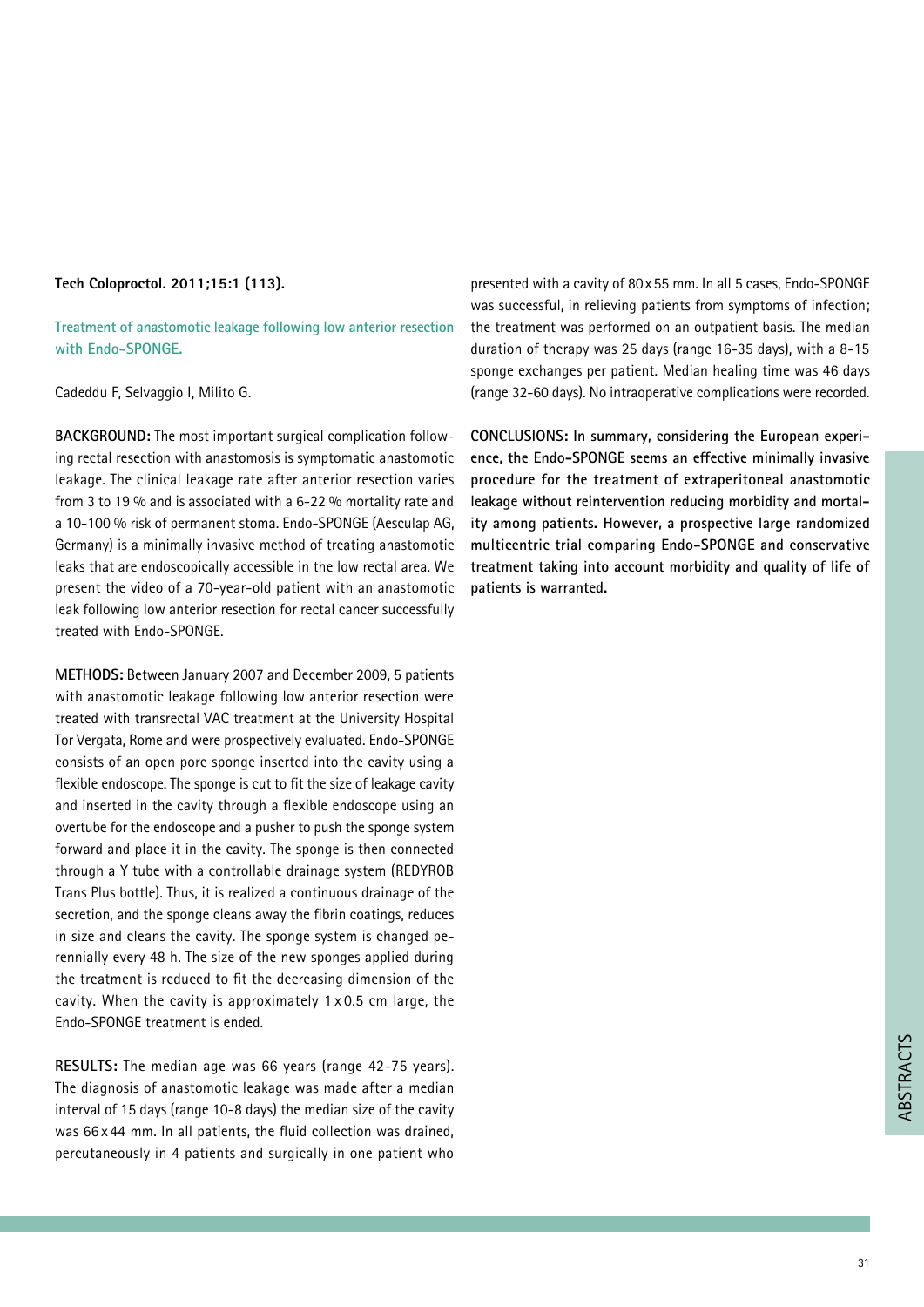**Tech Coloproctol. 2011;15:1 (113).**

## Treatment of anastomotic leakage following low anterior resection with Endo-SPONGE.

Cadeddu F, Selvaggio I, Milito G.

**BACKGROUND:** The most important surgical complication following rectal resection with anastomosis is symptomatic anastomotic leakage. The clinical leakage rate after anterior resection varies from 3 to 19 % and is associated with a 6-22 % mortality rate and a 10-100 % risk of permanent stoma. Endo-SPONGE (Aesculap AG, Germany) is a minimally invasive method of treating anastomotic leaks that are endoscopically accessible in the low rectal area. We present the video of a 70-year-old patient with an anastomotic leak following low anterior resection for rectal cancer successfully treated with Endo-SPONGE.

**METHODS:** Between January 2007 and December 2009, 5 patients with anastomotic leakage following low anterior resection were treated with transrectal VAC treatment at the University Hospital Tor Vergata, Rome and were prospectively evaluated. Endo-SPONGE consists of an open pore sponge inserted into the cavity using a flexible endoscope. The sponge is cut to fit the size of leakage cavity and inserted in the cavity through a flexible endoscope using an overtube for the endoscope and a pusher to push the sponge system forward and place it in the cavity. The sponge is then connected through a Y tube with a controllable drainage system (REDYROB Trans Plus bottle). Thus, it is realized a continuous drainage of the secretion, and the sponge cleans away the fibrin coatings, reduces in size and cleans the cavity. The sponge system is changed perennially every 48 h. The size of the new sponges applied during the treatment is reduced to fit the decreasing dimension of the cavity. When the cavity is approximately 1 x 0.5 cm large, the Endo-SPONGE treatment is ended.

**RESULTS:** The median age was 66 years (range 42-75 years). The diagnosis of anastomotic leakage was made after a median interval of 15 days (range 10-8 days) the median size of the cavity was 66 x 44 mm. In all patients, the fluid collection was drained, percutaneously in 4 patients and surgically in one patient who presented with a cavity of 80 x 55 mm. In all 5 cases, Endo-SPONGE was successful, in relieving patients from symptoms of infection; the treatment was performed on an outpatient basis. The median duration of therapy was 25 days (range 16-35 days), with a 8-15 sponge exchanges per patient. Median healing time was 46 days (range 32-60 days). No intraoperative complications were recorded.

**CONCLUSIONS: In summary, considering the European experience, the Endo-SPONGE seems an effective minimally invasive procedure for the treatment of extraperitoneal anastomotic leakage without reintervention reducing morbidity and mortality among patients. However, a prospective large randomized multicentric trial comparing Endo-SPONGE and conservative treatment taking into account morbidity and quality of life of patients is warranted.**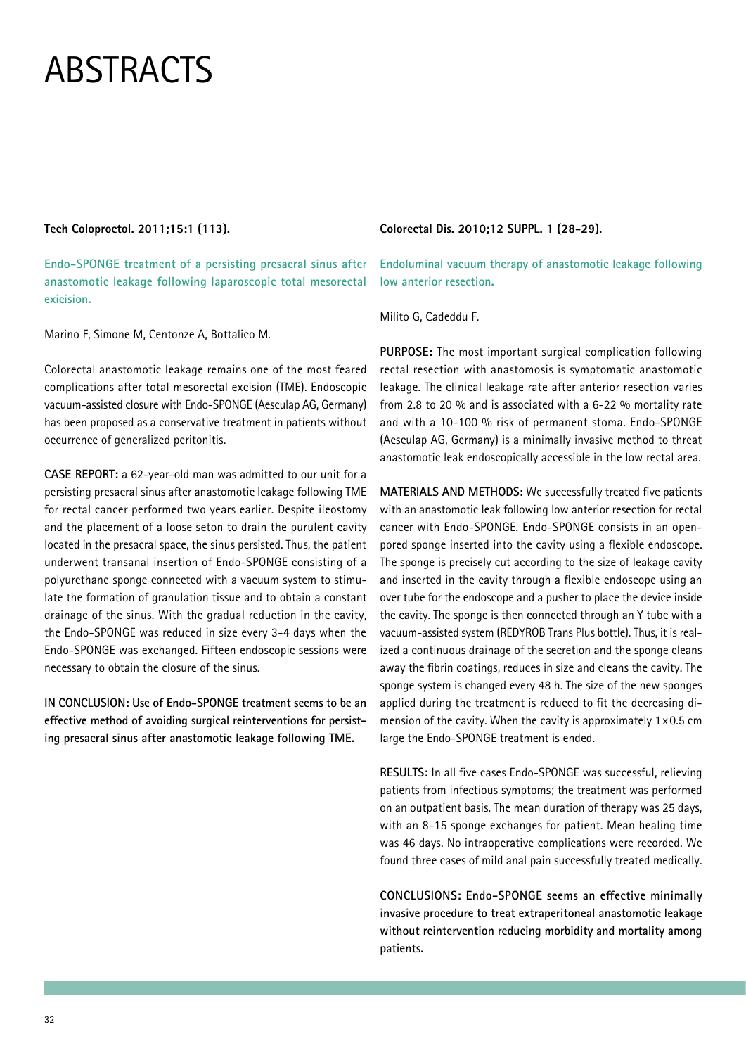# ABSTRACTS

**Tech Coloproctol. 2011;15:1 (113).**

## Endo-SPONGE treatment of a persisting presacral sinus after anastomotic leakage following laparoscopic total mesorectal exicision.

Marino F, Simone M, Centonze A, Bottalico M.

Colorectal anastomotic leakage remains one of the most feared complications after total mesorectal excision (TME). Endoscopic vacuum-assisted closure with Endo-SPONGE (Aesculap AG, Germany) has been proposed as a conservative treatment in patients without occurrence of generalized peritonitis.

**CASE REPORT:** a 62-year-old man was admitted to our unit for a persisting presacral sinus after anastomotic leakage following TME for rectal cancer performed two years earlier. Despite ileostomy and the placement of a loose seton to drain the purulent cavity located in the presacral space, the sinus persisted. Thus, the patient underwent transanal insertion of Endo-SPONGE consisting of a polyurethane sponge connected with a vacuum system to stimulate the formation of granulation tissue and to obtain a constant drainage of the sinus. With the gradual reduction in the cavity, the Endo-SPONGE was reduced in size every 3-4 days when the Endo-SPONGE was exchanged. Fifteen endoscopic sessions were necessary to obtain the closure of the sinus.

**IN CONCLUSION: Use of Endo-SPONGE treatment seems to be an effective method of avoiding surgical reinterventions for persisting presacral sinus after anastomotic leakage following TME.**

**Colorectal Dis. 2010;12 SUPPL. 1 (28-29).**

## Endoluminal vacuum therapy of anastomotic leakage following low anterior resection.

Milito G, Cadeddu F.

**PURPOSE:** The most important surgical complication following rectal resection with anastomosis is symptomatic anastomotic leakage. The clinical leakage rate after anterior resection varies from 2.8 to 20 % and is associated with a 6-22 % mortality rate and with a 10-100 % risk of permanent stoma. Endo-SPONGE (Aesculap AG, Germany) is a minimally invasive method to threat anastomotic leak endoscopically accessible in the low rectal area.

**MATERIALS AND METHODS:** We successfully treated five patients with an anastomotic leak following low anterior resection for rectal cancer with Endo-SPONGE. Endo-SPONGE consists in an open-pored sponge inserted into the cavity using a flexible endoscope. The sponge is precisely cut according to the size of leakage cavity and inserted in the cavity through a flexible endoscope using an over tube for the endoscope and a pusher to place the device inside the cavity. The sponge is then connected through an Y tube with a vacuum-assisted system (REDYROB Trans Plus bottle). Thus, it is realized a continuous drainage of the secretion and the sponge cleans away the fibrin coatings, reduces in size and cleans the cavity. The sponge system is changed every 48 h. The size of the new sponges applied during the treatment is reduced to fit the decreasing dimension of the cavity. When the cavity is approximately 1 x 0.5 cm large the Endo-SPONGE treatment is ended.

**RESULTS:** In all five cases Endo-SPONGE was successful, relieving patients from infectious symptoms; the treatment was performed on an outpatient basis. The mean duration of therapy was 25 days, with an 8-15 sponge exchanges for patient. Mean healing time was 46 days. No intraoperative complications were recorded. We found three cases of mild anal pain successfully treated medically.

**CONCLUSIONS: Endo-SPONGE seems an effective minimally invasive procedure to treat extraperitoneal anastomotic leakage without reintervention reducing morbidity and mortality among patients.**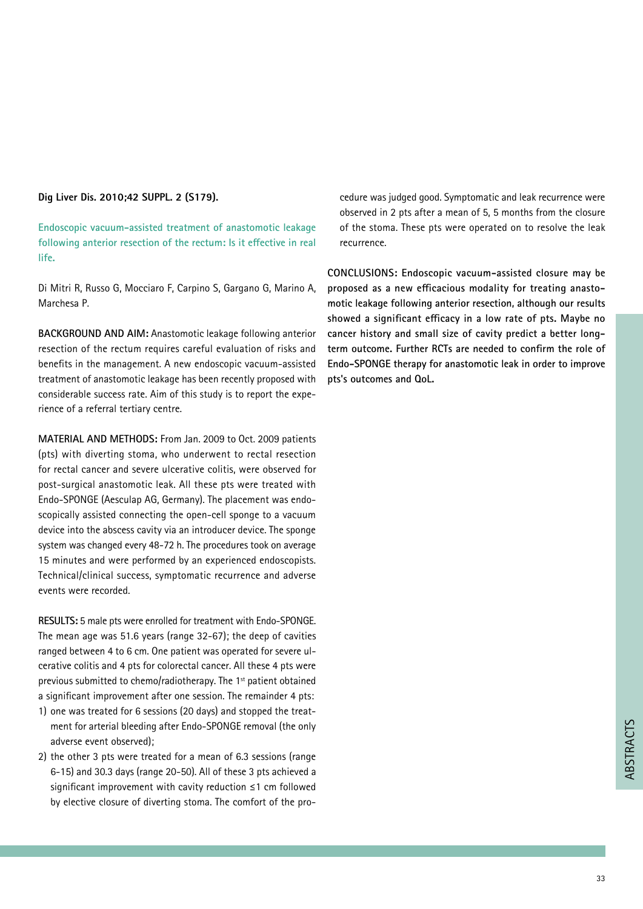**Dig Liver Dis. 2010;42 SUPPL. 2 (S179).**

## Endoscopic vacuum-assisted treatment of anastomotic leakage following anterior resection of the rectum: Is it effective in real life.

Di Mitri R, Russo G, Mocciaro F, Carpino S, Gargano G, Marino A, Marchesa P.

**BACKGROUND AND AIM:** Anastomotic leakage following anterior resection of the rectum requires careful evaluation of risks and benefits in the management. A new endoscopic vacuum-assisted treatment of anastomotic leakage has been recently proposed with considerable success rate. Aim of this study is to report the experience of a referral tertiary centre.

**MATERIAL AND METHODS:** From Jan. 2009 to Oct. 2009 patients (pts) with diverting stoma, who underwent to rectal resection for rectal cancer and severe ulcerative colitis, were observed for post-surgical anastomotic leak. All these pts were treated with Endo-SPONGE (Aesculap AG, Germany). The placement was endoscopically assisted connecting the open-cell sponge to a vacuum device into the abscess cavity via an introducer device. The sponge system was changed every 48-72 h. The procedures took on average 15 minutes and were performed by an experienced endoscopists. Technical/clinical success, symptomatic recurrence and adverse events were recorded.

**RESULTS:** 5 male pts were enrolled for treatment with Endo-SPONGE. The mean age was 51.6 years (range 32-67); the deep of cavities ranged between 4 to 6 cm. One patient was operated for severe ulcerative colitis and 4 pts for colorectal cancer. All these 4 pts were previous submitted to chemo/radiotherapy. The 1st patient obtained a significant improvement after one session. The remainder 4 pts:

1) one was treated for 6 sessions (20 days) and stopped the treatment for arterial bleeding after Endo-SPONGE removal (the only adverse event observed);
2) the other 3 pts were treated for a mean of 6.3 sessions (range 6-15) and 30.3 days (range 20-50). All of these 3 pts achieved a significant improvement with cavity reduction ≤1 cm followed by elective closure of diverting stoma. The comfort of the procedure was judged good. Symptomatic and leak recurrence were observed in 2 pts after a mean of 5, 5 months from the closure of the stoma. These pts were operated on to resolve the leak recurrence.

**CONCLUSIONS: Endoscopic vacuum-assisted closure may be proposed as a new efficacious modality for treating anastomotic leakage following anterior resection, although our results showed a significant efficacy in a low rate of pts. Maybe no cancer history and small size of cavity predict a better long-term outcome. Further RCTs are needed to confirm the role of Endo-SPONGE therapy for anastomotic leak in order to improve pts's outcomes and QoL.**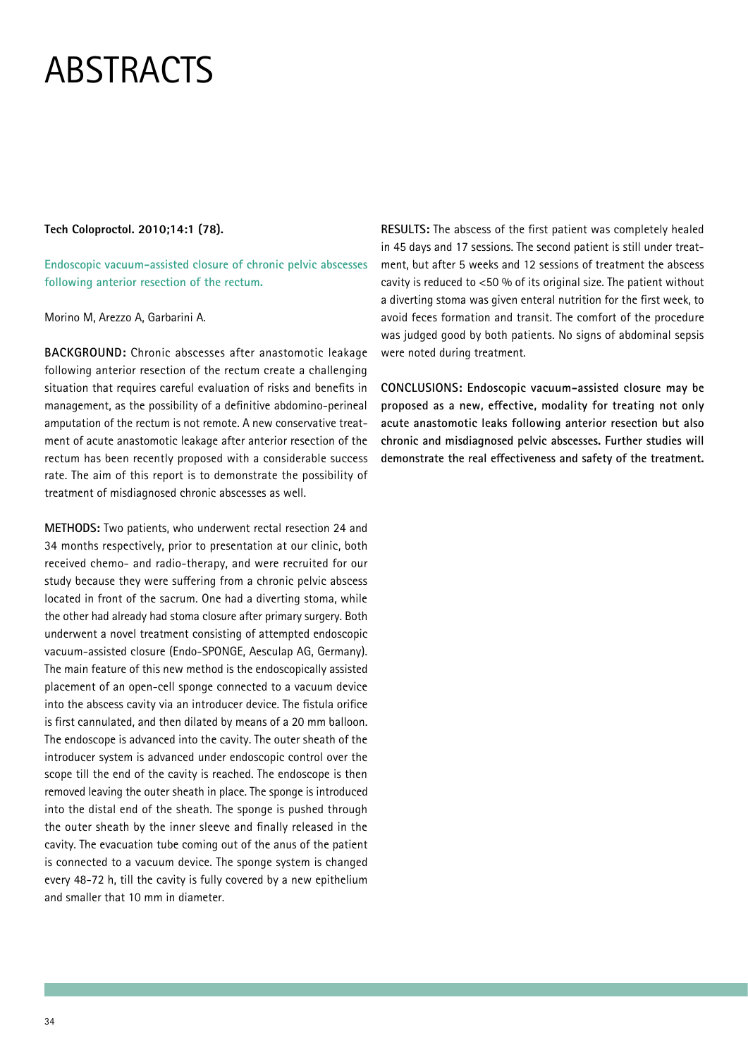# ABSTRACTS

**Tech Coloproctol. 2010;14:1 (78).**

**Endoscopic vacuum-assisted closure of chronic pelvic abscesses following anterior resection of the rectum.**

Morino M, Arezzo A, Garbarini A.

**BACKGROUND:** Chronic abscesses after anastomotic leakage following anterior resection of the rectum create a challenging situation that requires careful evaluation of risks and benefits in management, as the possibility of a definitive abdomino-perineal amputation of the rectum is not remote. A new conservative treatment of acute anastomotic leakage after anterior resection of the rectum has been recently proposed with a considerable success rate. The aim of this report is to demonstrate the possibility of treatment of misdiagnosed chronic abscesses as well.

**METHODS:** Two patients, who underwent rectal resection 24 and 34 months respectively, prior to presentation at our clinic, both received chemo- and radio-therapy, and were recruited for our study because they were suffering from a chronic pelvic abscess located in front of the sacrum. One had a diverting stoma, while the other had already had stoma closure after primary surgery. Both underwent a novel treatment consisting of attempted endoscopic vacuum-assisted closure (Endo-SPONGE, Aesculap AG, Germany). The main feature of this new method is the endoscopically assisted placement of an open-cell sponge connected to a vacuum device into the abscess cavity via an introducer device. The fistula orifice is first cannulated, and then dilated by means of a 20 mm balloon. The endoscope is advanced into the cavity. The outer sheath of the introducer system is advanced under endoscopic control over the scope till the end of the cavity is reached. The endoscope is then removed leaving the outer sheath in place. The sponge is introduced into the distal end of the sheath. The sponge is pushed through the outer sheath by the inner sleeve and finally released in the cavity. The evacuation tube coming out of the anus of the patient is connected to a vacuum device. The sponge system is changed every 48-72 h, till the cavity is fully covered by a new epithelium and smaller that 10 mm in diameter.

**RESULTS:** The abscess of the first patient was completely healed in 45 days and 17 sessions. The second patient is still under treatment, but after 5 weeks and 12 sessions of treatment the abscess cavity is reduced to <50 % of its original size. The patient without a diverting stoma was given enteral nutrition for the first week, to avoid feces formation and transit. The comfort of the procedure was judged good by both patients. No signs of abdominal sepsis were noted during treatment.

**CONCLUSIONS: Endoscopic vacuum-assisted closure may be proposed as a new, effective, modality for treating not only acute anastomotic leaks following anterior resection but also chronic and misdiagnosed pelvic abscesses. Further studies will demonstrate the real effectiveness and safety of the treatment.**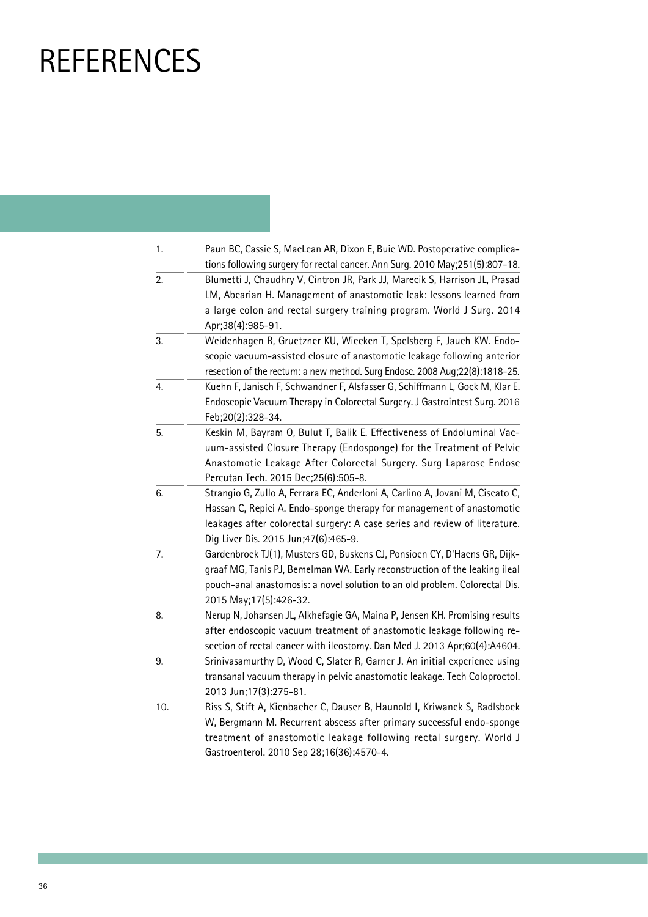# REFERENCES

1. Paun BC, Cassie S, MacLean AR, Dixon E, Buie WD. Postoperative complications following surgery for rectal cancer. Ann Surg. 2010 May;251(5):807-18.
2. Blumetti J, Chaudhry V, Cintron JR, Park JJ, Marecik S, Harrison JL, Prasad LM, Abcarian H. Management of anastomotic leak: lessons learned from a large colon and rectal surgery training program. World J Surg. 2014 Apr;38(4):985-91.
3. Weidenhagen R, Gruetzner KU, Wiecken T, Spelsberg F, Jauch KW. Endoscopic vacuum-assisted closure of anastomotic leakage following anterior resection of the rectum: a new method. Surg Endosc. 2008 Aug;22(8):1818-25.
4. Kuehn F, Janisch F, Schwandner F, Alsfasser G, Schiffmann L, Gock M, Klar E. Endoscopic Vacuum Therapy in Colorectal Surgery. J Gastrointest Surg. 2016 Feb;20(2):328-34.
5. Keskin M, Bayram O, Bulut T, Balik E. Effectiveness of Endoluminal Vacuum-assisted Closure Therapy (Endosponge) for the Treatment of Pelvic Anastomotic Leakage After Colorectal Surgery. Surg Laparosc Endosc Percutan Tech. 2015 Dec;25(6):505-8.
6. Strangio G, Zullo A, Ferrara EC, Anderloni A, Carlino A, Jovani M, Ciscato C, Hassan C, Repici A. Endo-sponge therapy for management of anastomotic leakages after colorectal surgery: A case series and review of literature. Dig Liver Dis. 2015 Jun;47(6):465-9.
7. Gardenbroek TJ(1), Musters GD, Buskens CJ, Ponsioen CY, D'Haens GR, Dijkgraaf MG, Tanis PJ, Bemelman WA. Early reconstruction of the leaking ileal pouch-anal anastomosis: a novel solution to an old problem. Colorectal Dis. 2015 May;17(5):426-32.
8. Nerup N, Johansen JL, Alkhefagie GA, Maina P, Jensen KH. Promising results after endoscopic vacuum treatment of anastomotic leakage following resection of rectal cancer with ileostomy. Dan Med J. 2013 Apr;60(4):A4604.
9. Srinivasamurthy D, Wood C, Slater R, Garner J. An initial experience using transanal vacuum therapy in pelvic anastomotic leakage. Tech Coloproctol. 2013 Jun;17(3):275-81.
10. Riss S, Stift A, Kienbacher C, Dauser B, Haunold I, Kriwanek S, Radlsboek W, Bergmann M. Recurrent abscess after primary successful endo-sponge treatment of anastomotic leakage following rectal surgery. World J Gastroenterol. 2010 Sep 28;16(36):4570-4.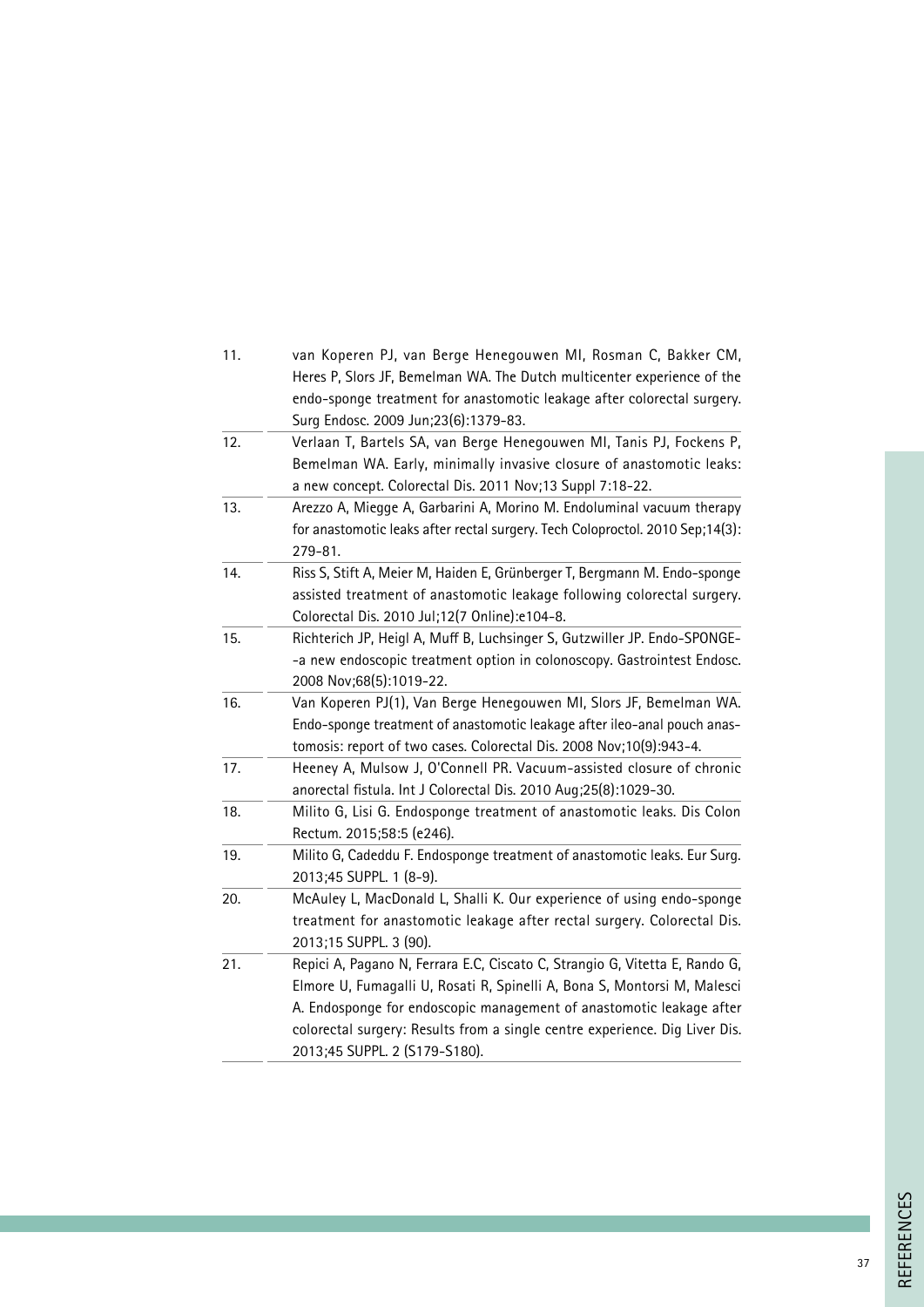11. van Koperen PJ, van Berge Henegouwen MI, Rosman C, Bakker CM, Heres P, Slors JF, Bemelman WA. The Dutch multicenter experience of the endo-sponge treatment for anastomotic leakage after colorectal surgery. Surg Endosc. 2009 Jun;23(6):1379-83.
12. Verlaan T, Bartels SA, van Berge Henegouwen MI, Tanis PJ, Fockens P, Bemelman WA. Early, minimally invasive closure of anastomotic leaks: a new concept. Colorectal Dis. 2011 Nov;13 Suppl 7:18-22.
13. Arezzo A, Miegge A, Garbarini A, Morino M. Endoluminal vacuum therapy for anastomotic leaks after rectal surgery. Tech Coloproctol. 2010 Sep;14(3):279-81.
14. Riss S, Stift A, Meier M, Haiden E, Grünberger T, Bergmann M. Endo-sponge assisted treatment of anastomotic leakage following colorectal surgery. Colorectal Dis. 2010 Jul;12(7 Online):e104-8.
15. Richterich JP, Heigl A, Muff B, Luchsinger S, Gutzwiller JP. Endo-SPONGE--a new endoscopic treatment option in colonoscopy. Gastrointest Endosc. 2008 Nov;68(5):1019-22.
16. Van Koperen PJ(1), Van Berge Henegouwen MI, Slors JF, Bemelman WA. Endo-sponge treatment of anastomotic leakage after ileo-anal pouch anastomosis: report of two cases. Colorectal Dis. 2008 Nov;10(9):943-4.
17. Heeney A, Mulsow J, O'Connell PR. Vacuum-assisted closure of chronic anorectal fistula. Int J Colorectal Dis. 2010 Aug;25(8):1029-30.
18. Milito G, Lisi G. Endosponge treatment of anastomotic leaks. Dis Colon Rectum. 2015;58:5 (e246).
19. Milito G, Cadeddu F. Endosponge treatment of anastomotic leaks. Eur Surg. 2013;45 SUPPL. 1 (8-9).
20. McAuley L, MacDonald L, Shalli K. Our experience of using endo-sponge treatment for anastomotic leakage after rectal surgery. Colorectal Dis. 2013;15 SUPPL. 3 (90).
21. Repici A, Pagano N, Ferrara E.C, Ciscato C, Strangio G, Vitetta E, Rando G, Elmore U, Fumagalli U, Rosati R, Spinelli A, Bona S, Montorsi M, Malesci A. Endosponge for endoscopic management of anastomotic leakage after colorectal surgery: Results from a single centre experience. Dig Liver Dis. 2013;45 SUPPL. 2 (S179-S180).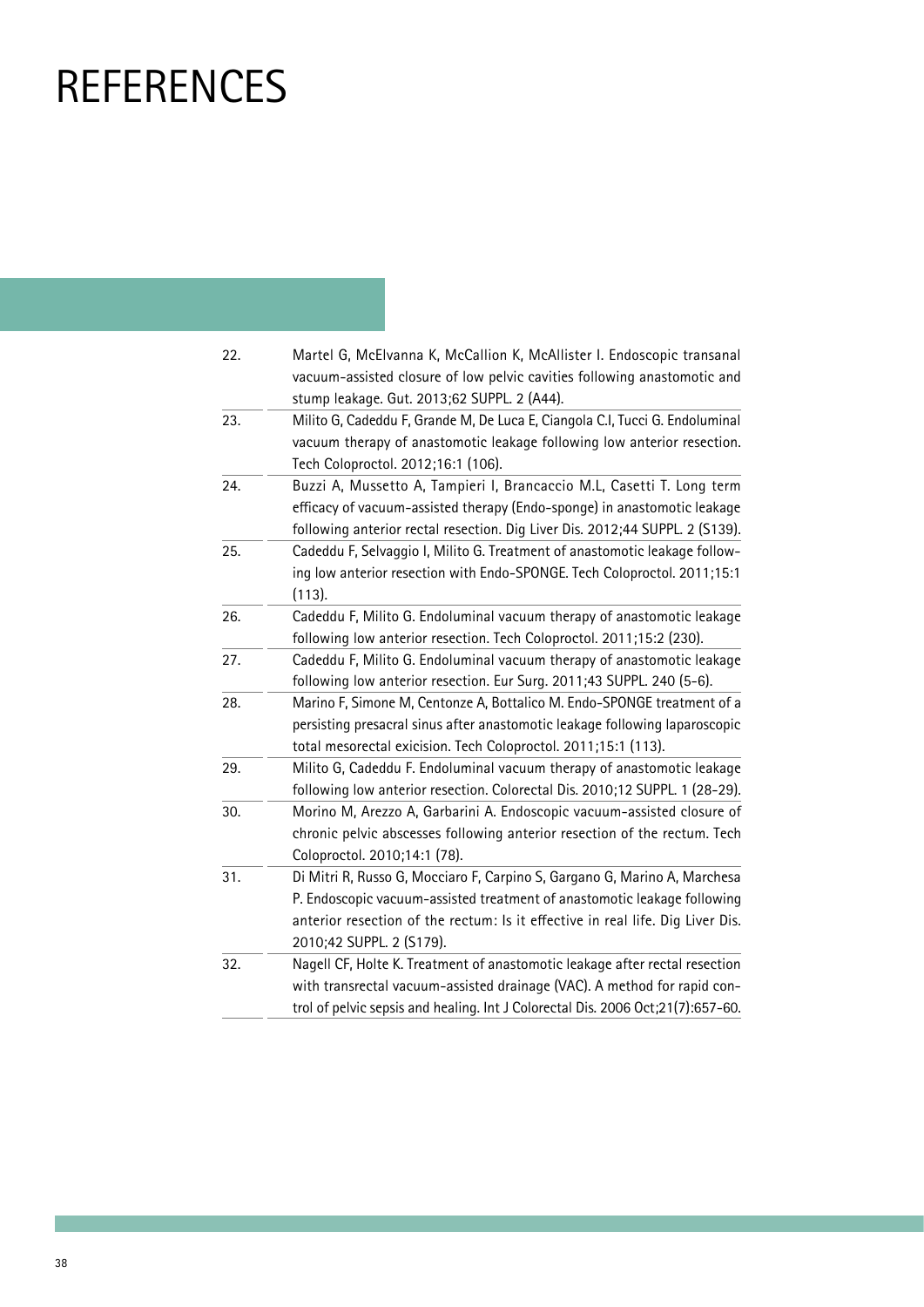# REFERENCES

22. Martel G, McElvanna K, McCallion K, McAllister I. Endoscopic transanal vacuum-assisted closure of low pelvic cavities following anastomotic and stump leakage. Gut. 2013;62 SUPPL. 2 (A44).
23. Milito G, Cadeddu F, Grande M, De Luca E, Ciangola C.I, Tucci G. Endoluminal vacuum therapy of anastomotic leakage following low anterior resection. Tech Coloproctol. 2012;16:1 (106).
24. Buzzi A, Mussetto A, Tampieri I, Brancaccio M.L, Casetti T. Long term efficacy of vacuum-assisted therapy (Endo-sponge) in anastomotic leakage following anterior rectal resection. Dig Liver Dis. 2012;44 SUPPL. 2 (S139).
25. Cadeddu F, Selvaggio I, Milito G. Treatment of anastomotic leakage following low anterior resection with Endo-SPONGE. Tech Coloproctol. 2011;15:1 (113).
26. Cadeddu F, Milito G. Endoluminal vacuum therapy of anastomotic leakage following low anterior resection. Tech Coloproctol. 2011;15:2 (230).
27. Cadeddu F, Milito G. Endoluminal vacuum therapy of anastomotic leakage following low anterior resection. Eur Surg. 2011;43 SUPPL. 240 (5-6).
28. Marino F, Simone M, Centonze A, Bottalico M. Endo-SPONGE treatment of a persisting presacral sinus after anastomotic leakage following laparoscopic total mesorectal exicision. Tech Coloproctol. 2011;15:1 (113).
29. Milito G, Cadeddu F. Endoluminal vacuum therapy of anastomotic leakage following low anterior resection. Colorectal Dis. 2010;12 SUPPL. 1 (28-29).
30. Morino M, Arezzo A, Garbarini A. Endoscopic vacuum-assisted closure of chronic pelvic abscesses following anterior resection of the rectum. Tech Coloproctol. 2010;14:1 (78).
31. Di Mitri R, Russo G, Mocciaro F, Carpino S, Gargano G, Marino A, Marchesa P. Endoscopic vacuum-assisted treatment of anastomotic leakage following anterior resection of the rectum: Is it effective in real life. Dig Liver Dis. 2010;42 SUPPL. 2 (S179).
32. Nagell CF, Holte K. Treatment of anastomotic leakage after rectal resection with transrectal vacuum-assisted drainage (VAC). A method for rapid control of pelvic sepsis and healing. Int J Colorectal Dis. 2006 Oct;21(7):657-60.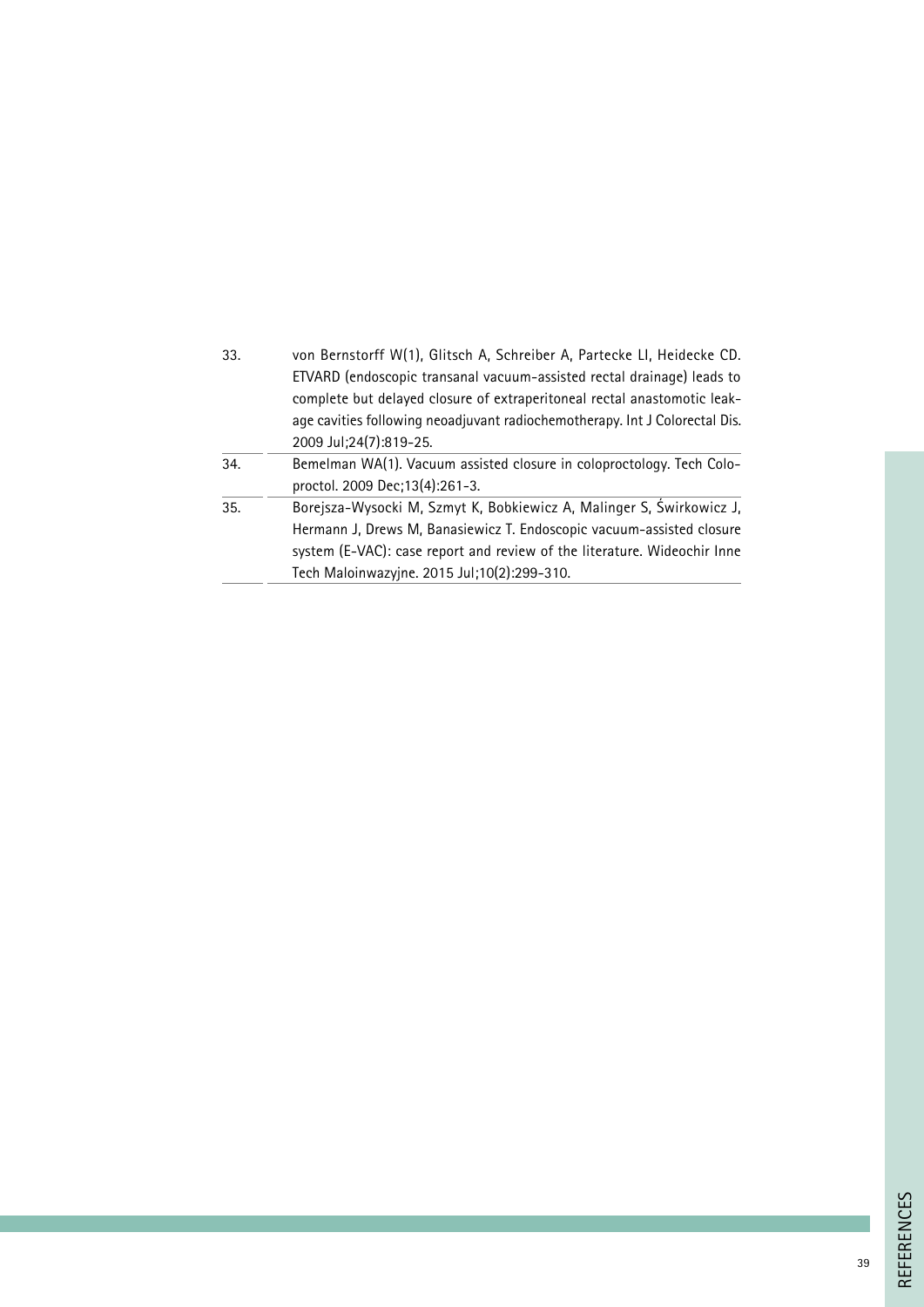33. von Bernstorff W(1), Glitsch A, Schreiber A, Partecke LI, Heidecke CD. ETVARD (endoscopic transanal vacuum-assisted rectal drainage) leads to complete but delayed closure of extraperitoneal rectal anastomotic leakage cavities following neoadjuvant radiochemotherapy. Int J Colorectal Dis. 2009 Jul;24(7):819-25.

34. Bemelman WA(1). Vacuum assisted closure in coloproctology. Tech Coloproctol. 2009 Dec;13(4):261-3.

35. Borejsza-Wysocki M, Szmyt K, Bobkiewicz A, Malinger S, Świrkowicz J, Hermann J, Drews M, Banasiewicz T. Endoscopic vacuum-assisted closure system (E-VAC): case report and review of the literature. Wideochir Inne Tech Maloinwazyjne. 2015 Jul;10(2):299-310.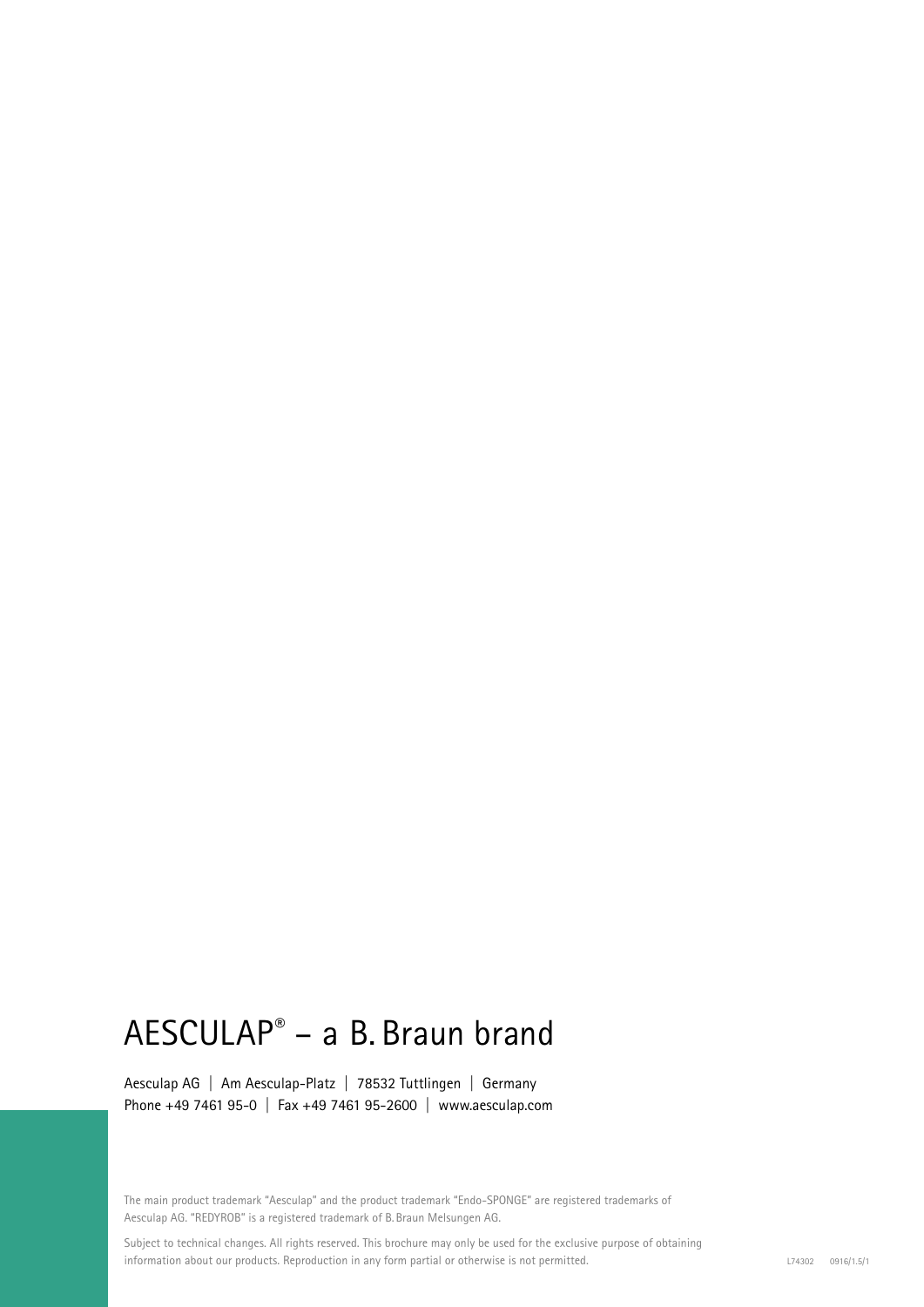# AESCULAP® – a B. Braun brand

Aesculap AG | Am Aesculap-Platz | 78532 Tuttlingen | Germany
Phone +49 7461 95-0 | Fax +49 7461 95-2600 | www.aesculap.com

The main product trademark "Aesculap" and the product trademark "Endo-SPONGE" are registered trademarks of Aesculap AG. "REDYROB" is a registered trademark of B. Braun Melsungen AG.

Subject to technical changes. All rights reserved. This brochure may only be used for the exclusive purpose of obtaining information about our products. Reproduction in any form partial or otherwise is not permitted.

L74302 0916/1.5/1